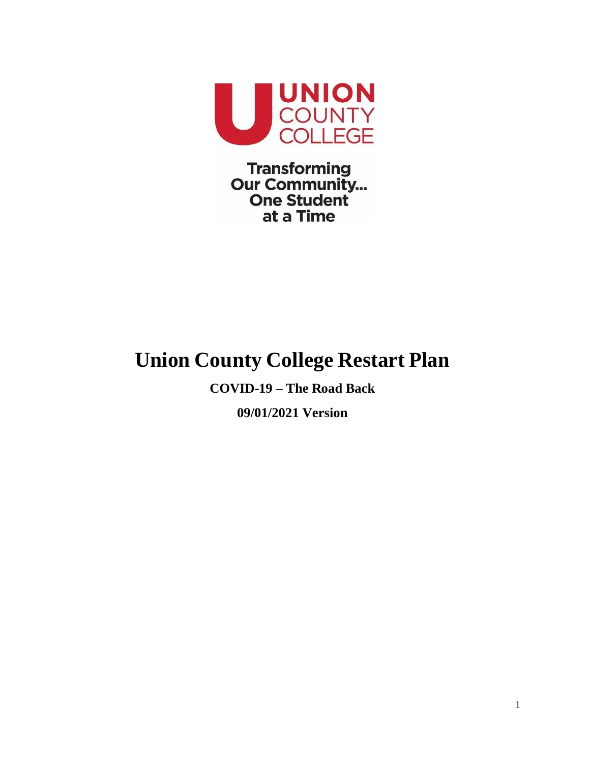UNION COUNTY COLLEGE

Transforming Our Community... One Student at a Time

# Union County College Restart Plan

**COVID-19 – The Road Back**

**09/01/2021 Version**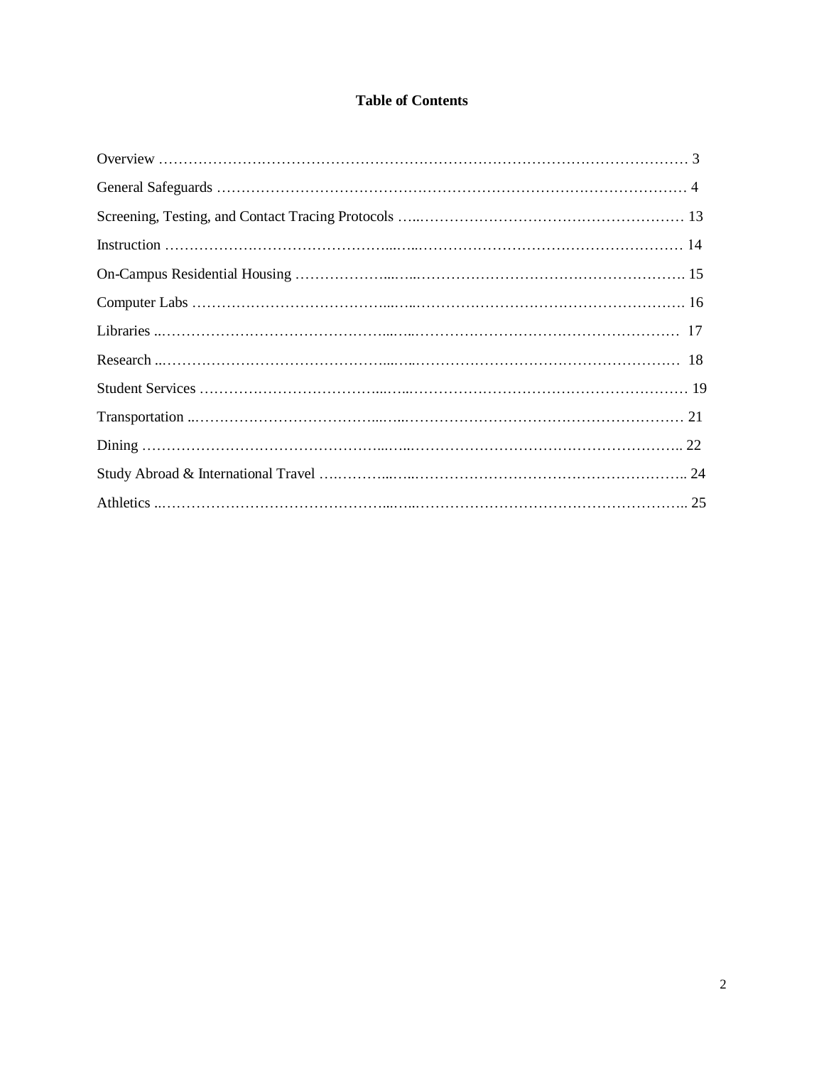# Table of Contents

| Section | Page |
|---|---|
| Overview | 3 |
| General Safeguards | 4 |
| Screening, Testing, and Contact Tracing Protocols | 13 |
| Instruction | 14 |
| On-Campus Residential Housing | 15 |
| Computer Labs | 16 |
| Libraries | 17 |
| Research | 18 |
| Student Services | 19 |
| Transportation | 21 |
| Dining | 22 |
| Study Abroad & International Travel | 24 |
| Athletics | 25 |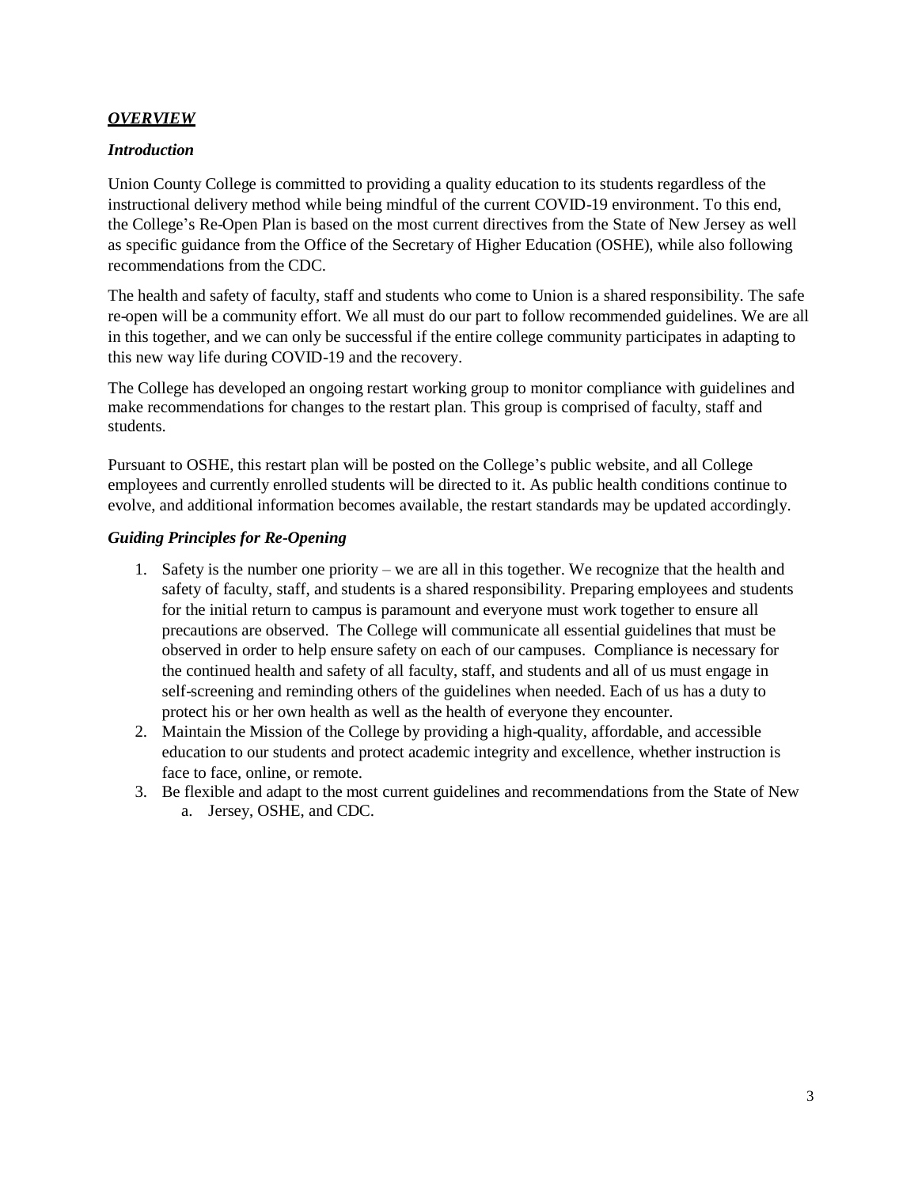## ***OVERVIEW***

### *Introduction*

Union County College is committed to providing a quality education to its students regardless of the instructional delivery method while being mindful of the current COVID-19 environment. To this end, the College's Re-Open Plan is based on the most current directives from the State of New Jersey as well as specific guidance from the Office of the Secretary of Higher Education (OSHE), while also following recommendations from the CDC.

The health and safety of faculty, staff and students who come to Union is a shared responsibility. The safe re-open will be a community effort. We all must do our part to follow recommended guidelines. We are all in this together, and we can only be successful if the entire college community participates in adapting to this new way life during COVID-19 and the recovery.

The College has developed an ongoing restart working group to monitor compliance with guidelines and make recommendations for changes to the restart plan. This group is comprised of faculty, staff and students.

Pursuant to OSHE, this restart plan will be posted on the College's public website, and all College employees and currently enrolled students will be directed to it. As public health conditions continue to evolve, and additional information becomes available, the restart standards may be updated accordingly.

### *Guiding Principles for Re-Opening*

1. Safety is the number one priority – we are all in this together. We recognize that the health and safety of faculty, staff, and students is a shared responsibility. Preparing employees and students for the initial return to campus is paramount and everyone must work together to ensure all precautions are observed. The College will communicate all essential guidelines that must be observed in order to help ensure safety on each of our campuses. Compliance is necessary for the continued health and safety of all faculty, staff, and students and all of us must engage in self-screening and reminding others of the guidelines when needed. Each of us has a duty to protect his or her own health as well as the health of everyone they encounter.
2. Maintain the Mission of the College by providing a high-quality, affordable, and accessible education to our students and protect academic integrity and excellence, whether instruction is face to face, online, or remote.
3. Be flexible and adapt to the most current guidelines and recommendations from the State of New
   a. Jersey, OSHE, and CDC.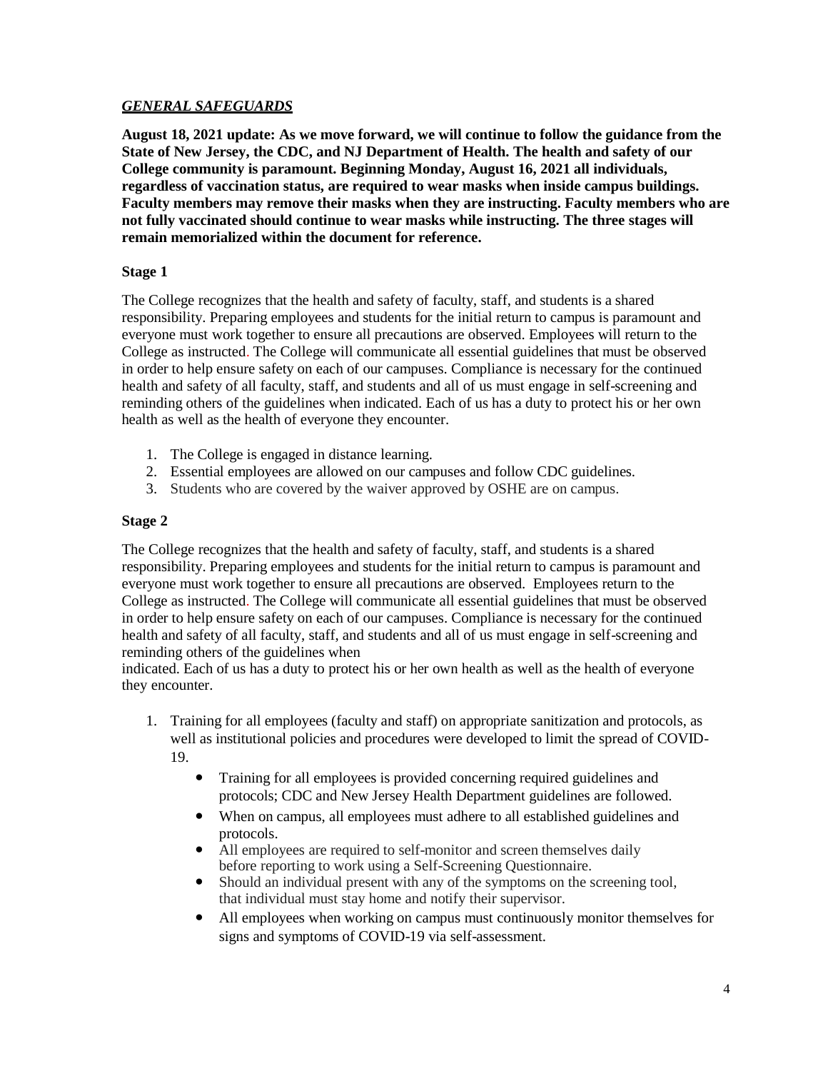## ***GENERAL SAFEGUARDS***

**August 18, 2021 update: As we move forward, we will continue to follow the guidance from the State of New Jersey, the CDC, and NJ Department of Health. The health and safety of our College community is paramount. Beginning Monday, August 16, 2021 all individuals, regardless of vaccination status, are required to wear masks when inside campus buildings. Faculty members may remove their masks when they are instructing. Faculty members who are not fully vaccinated should continue to wear masks while instructing. The three stages will remain memorialized within the document for reference.**

### Stage 1

The College recognizes that the health and safety of faculty, staff, and students is a shared responsibility. Preparing employees and students for the initial return to campus is paramount and everyone must work together to ensure all precautions are observed. Employees will return to the College as instructed. The College will communicate all essential guidelines that must be observed in order to help ensure safety on each of our campuses. Compliance is necessary for the continued health and safety of all faculty, staff, and students and all of us must engage in self-screening and reminding others of the guidelines when indicated. Each of us has a duty to protect his or her own health as well as the health of everyone they encounter.

1. The College is engaged in distance learning.
2. Essential employees are allowed on our campuses and follow CDC guidelines.
3. Students who are covered by the waiver approved by OSHE are on campus.

### Stage 2

The College recognizes that the health and safety of faculty, staff, and students is a shared responsibility. Preparing employees and students for the initial return to campus is paramount and everyone must work together to ensure all precautions are observed. Employees return to the College as instructed. The College will communicate all essential guidelines that must be observed in order to help ensure safety on each of our campuses. Compliance is necessary for the continued health and safety of all faculty, staff, and students and all of us must engage in self-screening and reminding others of the guidelines when indicated. Each of us has a duty to protect his or her own health as well as the health of everyone they encounter.

1. Training for all employees (faculty and staff) on appropriate sanitization and protocols, as well as institutional policies and procedures were developed to limit the spread of COVID-19.
    - Training for all employees is provided concerning required guidelines and protocols; CDC and New Jersey Health Department guidelines are followed.
    - When on campus, all employees must adhere to all established guidelines and protocols.
    - All employees are required to self-monitor and screen themselves daily before reporting to work using a Self-Screening Questionnaire.
    - Should an individual present with any of the symptoms on the screening tool, that individual must stay home and notify their supervisor.
    - All employees when working on campus must continuously monitor themselves for signs and symptoms of COVID-19 via self-assessment.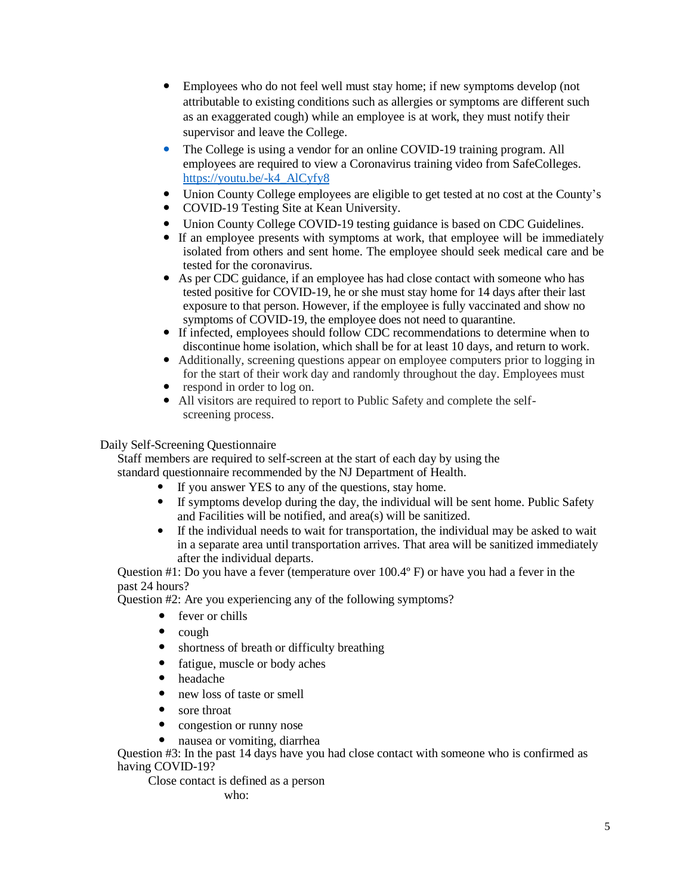- Employees who do not feel well must stay home; if new symptoms develop (not attributable to existing conditions such as allergies or symptoms are different such as an exaggerated cough) while an employee is at work, they must notify their supervisor and leave the College.
- The College is using a vendor for an online COVID-19 training program. All employees are required to view a Coronavirus training video from SafeColleges. https://youtu.be/-k4_AlCyfy8
- Union County College employees are eligible to get tested at no cost at the County's
- COVID-19 Testing Site at Kean University.
- Union County College COVID-19 testing guidance is based on CDC Guidelines.
- If an employee presents with symptoms at work, that employee will be immediately isolated from others and sent home. The employee should seek medical care and be tested for the coronavirus.
- As per CDC guidance, if an employee has had close contact with someone who has tested positive for COVID-19, he or she must stay home for 14 days after their last exposure to that person. However, if the employee is fully vaccinated and show no symptoms of COVID-19, the employee does not need to quarantine.
- If infected, employees should follow CDC recommendations to determine when to discontinue home isolation, which shall be for at least 10 days, and return to work.
- Additionally, screening questions appear on employee computers prior to logging in for the start of their work day and randomly throughout the day. Employees must
- respond in order to log on.
- All visitors are required to report to Public Safety and complete the self-screening process.

Daily Self-Screening Questionnaire

Staff members are required to self-screen at the start of each day by using the standard questionnaire recommended by the NJ Department of Health.

- If you answer YES to any of the questions, stay home.
- If symptoms develop during the day, the individual will be sent home. Public Safety and Facilities will be notified, and area(s) will be sanitized.
- If the individual needs to wait for transportation, the individual may be asked to wait in a separate area until transportation arrives. That area will be sanitized immediately after the individual departs.

Question #1: Do you have a fever (temperature over 100.4º F) or have you had a fever in the past 24 hours?

Question #2: Are you experiencing any of the following symptoms?

- fever or chills
- cough
- shortness of breath or difficulty breathing
- fatigue, muscle or body aches
- headache
- new loss of taste or smell
- sore throat
- congestion or runny nose
- nausea or vomiting, diarrhea

Question #3: In the past 14 days have you had close contact with someone who is confirmed as having COVID-19?

Close contact is defined as a person who: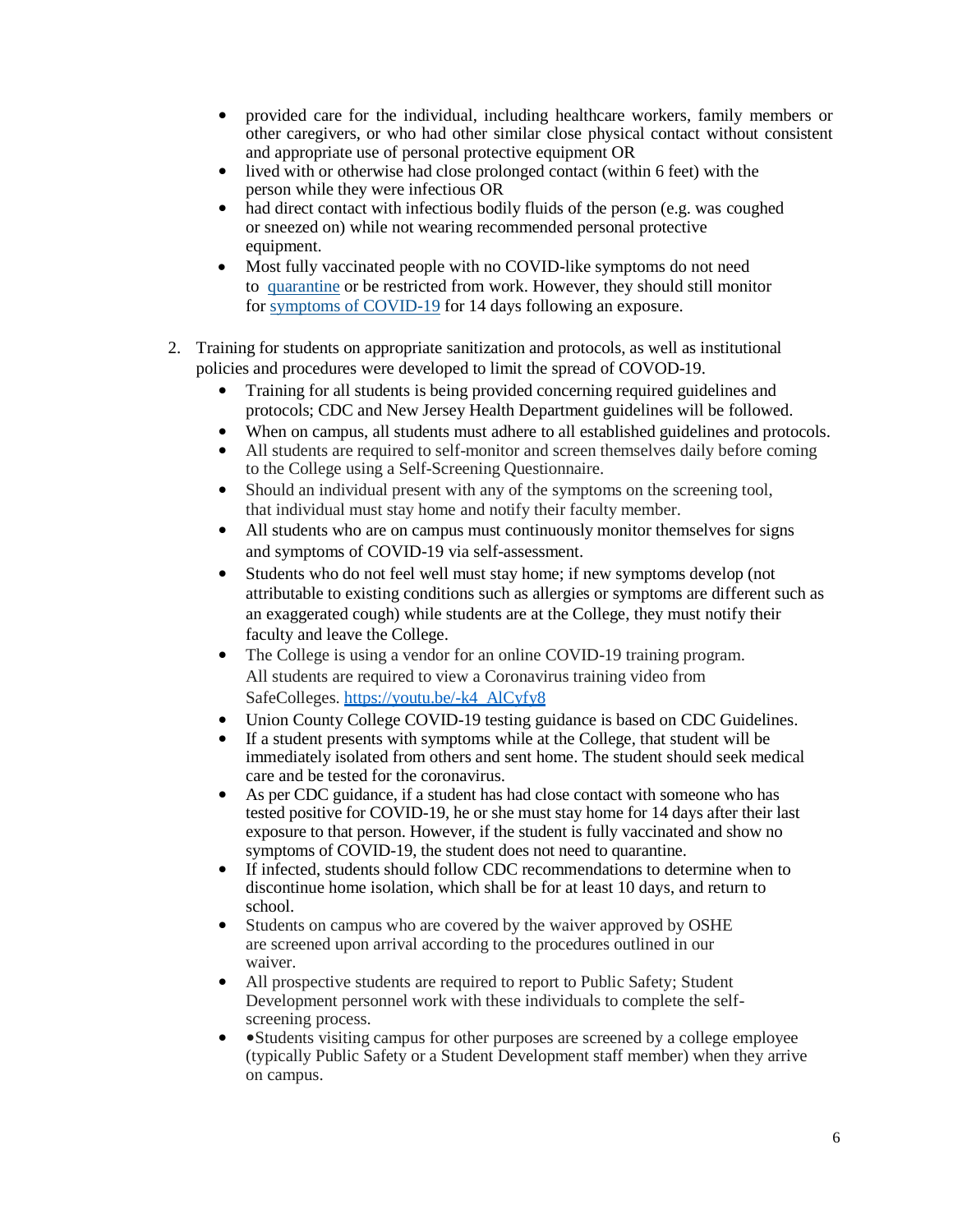- provided care for the individual, including healthcare workers, family members or other caregivers, or who had other similar close physical contact without consistent and appropriate use of personal protective equipment OR
- lived with or otherwise had close prolonged contact (within 6 feet) with the person while they were infectious OR
- had direct contact with infectious bodily fluids of the person (e.g. was coughed or sneezed on) while not wearing recommended personal protective equipment.
- Most fully vaccinated people with no COVID-like symptoms do not need to [quarantine]() or be restricted from work. However, they should still monitor for [symptoms of COVID-19]() for 14 days following an exposure.

2. Training for students on appropriate sanitization and protocols, as well as institutional policies and procedures were developed to limit the spread of COVOD-19.
   - Training for all students is being provided concerning required guidelines and protocols; CDC and New Jersey Health Department guidelines will be followed.
   - When on campus, all students must adhere to all established guidelines and protocols.
   - All students are required to self-monitor and screen themselves daily before coming to the College using a Self-Screening Questionnaire.
   - Should an individual present with any of the symptoms on the screening tool, that individual must stay home and notify their faculty member.
   - All students who are on campus must continuously monitor themselves for signs and symptoms of COVID-19 via self-assessment.
   - Students who do not feel well must stay home; if new symptoms develop (not attributable to existing conditions such as allergies or symptoms are different such as an exaggerated cough) while students are at the College, they must notify their faculty and leave the College.
   - The College is using a vendor for an online COVID-19 training program. All students are required to view a Coronavirus training video from SafeColleges. [https://youtu.be/-k4_AlCyfy8](https://youtu.be/-k4_AlCyfy8)
   - Union County College COVID-19 testing guidance is based on CDC Guidelines.
   - If a student presents with symptoms while at the College, that student will be immediately isolated from others and sent home. The student should seek medical care and be tested for the coronavirus.
   - As per CDC guidance, if a student has had close contact with someone who has tested positive for COVID-19, he or she must stay home for 14 days after their last exposure to that person. However, if the student is fully vaccinated and show no symptoms of COVID-19, the student does not need to quarantine.
   - If infected, students should follow CDC recommendations to determine when to discontinue home isolation, which shall be for at least 10 days, and return to school.
   - Students on campus who are covered by the waiver approved by OSHE are screened upon arrival according to the procedures outlined in our waiver.
   - All prospective students are required to report to Public Safety; Student Development personnel work with these individuals to complete the self-screening process.
   - •Students visiting campus for other purposes are screened by a college employee (typically Public Safety or a Student Development staff member) when they arrive on campus.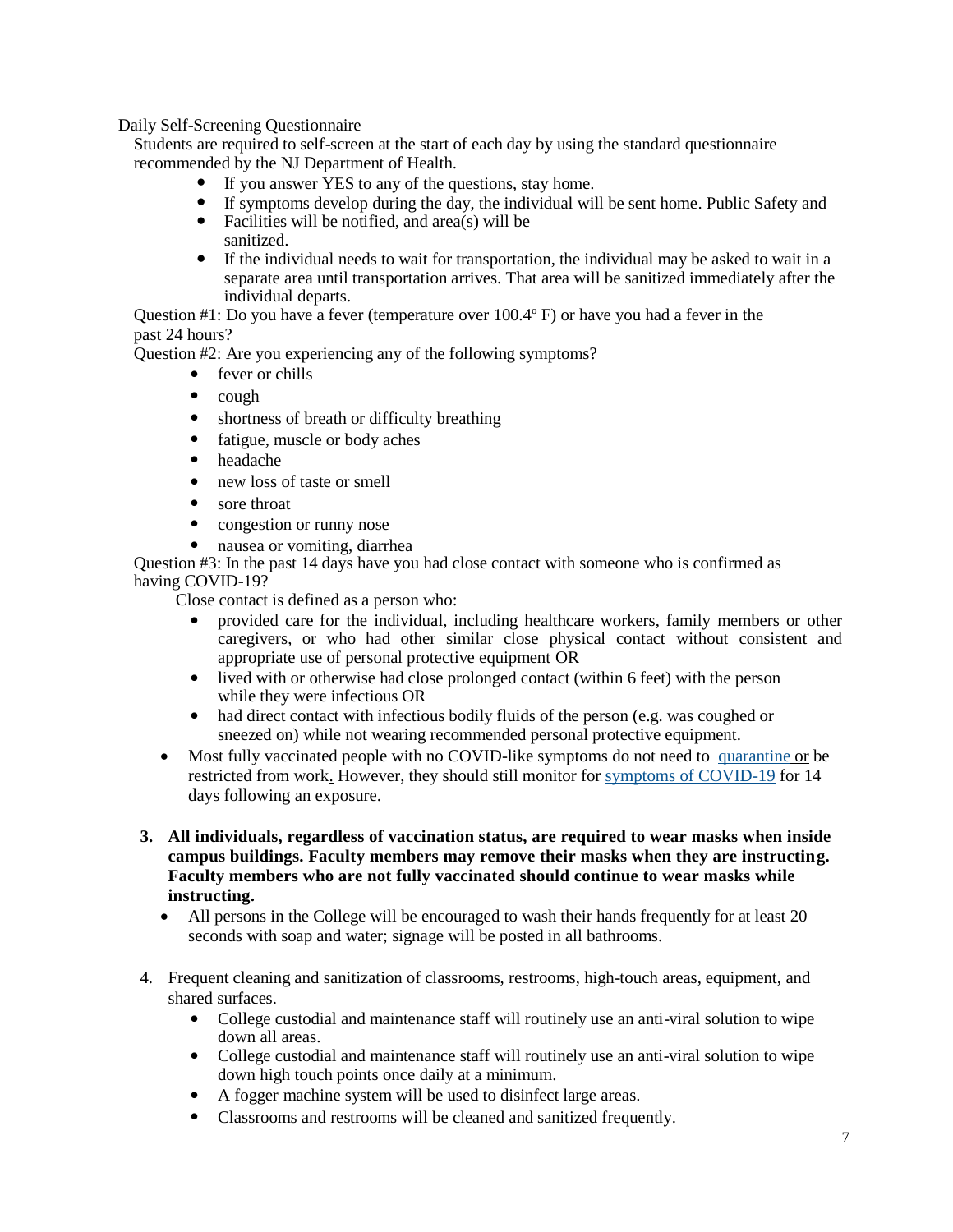Daily Self-Screening Questionnaire

Students are required to self-screen at the start of each day by using the standard questionnaire recommended by the NJ Department of Health.

- If you answer YES to any of the questions, stay home.
- If symptoms develop during the day, the individual will be sent home. Public Safety and
- Facilities will be notified, and area(s) will be sanitized.
- If the individual needs to wait for transportation, the individual may be asked to wait in a separate area until transportation arrives. That area will be sanitized immediately after the individual departs.

Question #1: Do you have a fever (temperature over 100.4º F) or have you had a fever in the past 24 hours?

Question #2: Are you experiencing any of the following symptoms?

- fever or chills
- cough
- shortness of breath or difficulty breathing
- fatigue, muscle or body aches
- headache
- new loss of taste or smell
- sore throat
- congestion or runny nose
- nausea or vomiting, diarrhea

Question #3: In the past 14 days have you had close contact with someone who is confirmed as having COVID-19?

Close contact is defined as a person who:

- provided care for the individual, including healthcare workers, family members or other caregivers, or who had other similar close physical contact without consistent and appropriate use of personal protective equipment OR
- lived with or otherwise had close prolonged contact (within 6 feet) with the person while they were infectious OR
- had direct contact with infectious bodily fluids of the person (e.g. was coughed or sneezed on) while not wearing recommended personal protective equipment.

- Most fully vaccinated people with no COVID-like symptoms do not need to quarantine or be restricted from work. However, they should still monitor for symptoms of COVID-19 for 14 days following an exposure.

3. **All individuals, regardless of vaccination status, are required to wear masks when inside campus buildings. Faculty members may remove their masks when they are instructing. Faculty members who are not fully vaccinated should continue to wear masks while instructing.**
   - All persons in the College will be encouraged to wash their hands frequently for at least 20 seconds with soap and water; signage will be posted in all bathrooms.

4. Frequent cleaning and sanitization of classrooms, restrooms, high-touch areas, equipment, and shared surfaces.
   - College custodial and maintenance staff will routinely use an anti-viral solution to wipe down all areas.
   - College custodial and maintenance staff will routinely use an anti-viral solution to wipe down high touch points once daily at a minimum.
   - A fogger machine system will be used to disinfect large areas.
   - Classrooms and restrooms will be cleaned and sanitized frequently.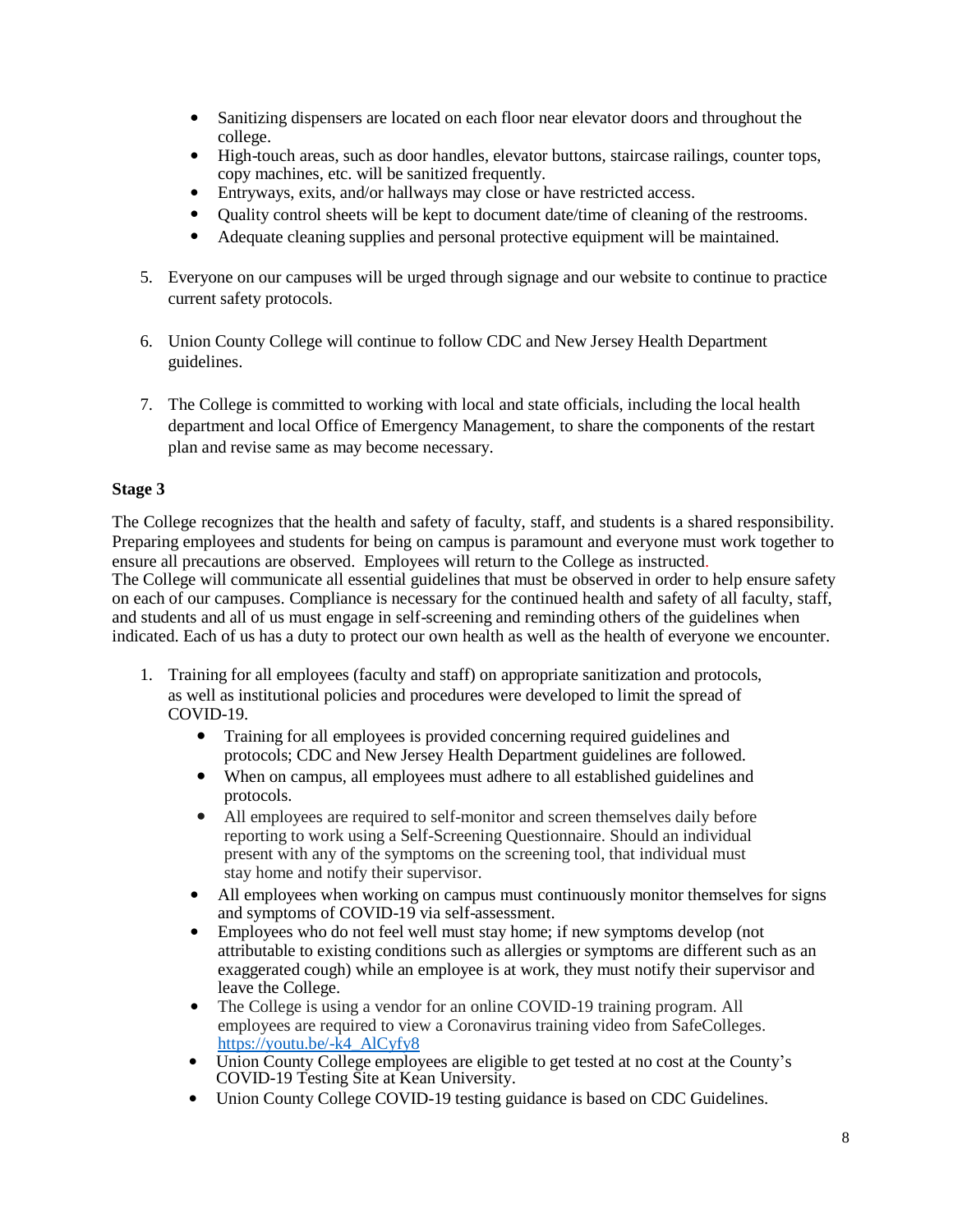- Sanitizing dispensers are located on each floor near elevator doors and throughout the college.
- High-touch areas, such as door handles, elevator buttons, staircase railings, counter tops, copy machines, etc. will be sanitized frequently.
- Entryways, exits, and/or hallways may close or have restricted access.
- Quality control sheets will be kept to document date/time of cleaning of the restrooms.
- Adequate cleaning supplies and personal protective equipment will be maintained.

5. Everyone on our campuses will be urged through signage and our website to continue to practice current safety protocols.

6. Union County College will continue to follow CDC and New Jersey Health Department guidelines.

7. The College is committed to working with local and state officials, including the local health department and local Office of Emergency Management, to share the components of the restart plan and revise same as may become necessary.

**Stage 3**

The College recognizes that the health and safety of faculty, staff, and students is a shared responsibility. Preparing employees and students for being on campus is paramount and everyone must work together to ensure all precautions are observed. Employees will return to the College as instructed.
The College will communicate all essential guidelines that must be observed in order to help ensure safety on each of our campuses. Compliance is necessary for the continued health and safety of all faculty, staff, and students and all of us must engage in self-screening and reminding others of the guidelines when indicated. Each of us has a duty to protect our own health as well as the health of everyone we encounter.

1. Training for all employees (faculty and staff) on appropriate sanitization and protocols, as well as institutional policies and procedures were developed to limit the spread of COVID-19.
    - Training for all employees is provided concerning required guidelines and protocols; CDC and New Jersey Health Department guidelines are followed.
    - When on campus, all employees must adhere to all established guidelines and protocols.
    - All employees are required to self-monitor and screen themselves daily before reporting to work using a Self-Screening Questionnaire. Should an individual present with any of the symptoms on the screening tool, that individual must stay home and notify their supervisor.
    - All employees when working on campus must continuously monitor themselves for signs and symptoms of COVID-19 via self-assessment.
    - Employees who do not feel well must stay home; if new symptoms develop (not attributable to existing conditions such as allergies or symptoms are different such as an exaggerated cough) while an employee is at work, they must notify their supervisor and leave the College.
    - The College is using a vendor for an online COVID-19 training program. All employees are required to view a Coronavirus training video from SafeColleges. https://youtu.be/-k4_AlCyfy8
    - Union County College employees are eligible to get tested at no cost at the County's COVID-19 Testing Site at Kean University.
    - Union County College COVID-19 testing guidance is based on CDC Guidelines.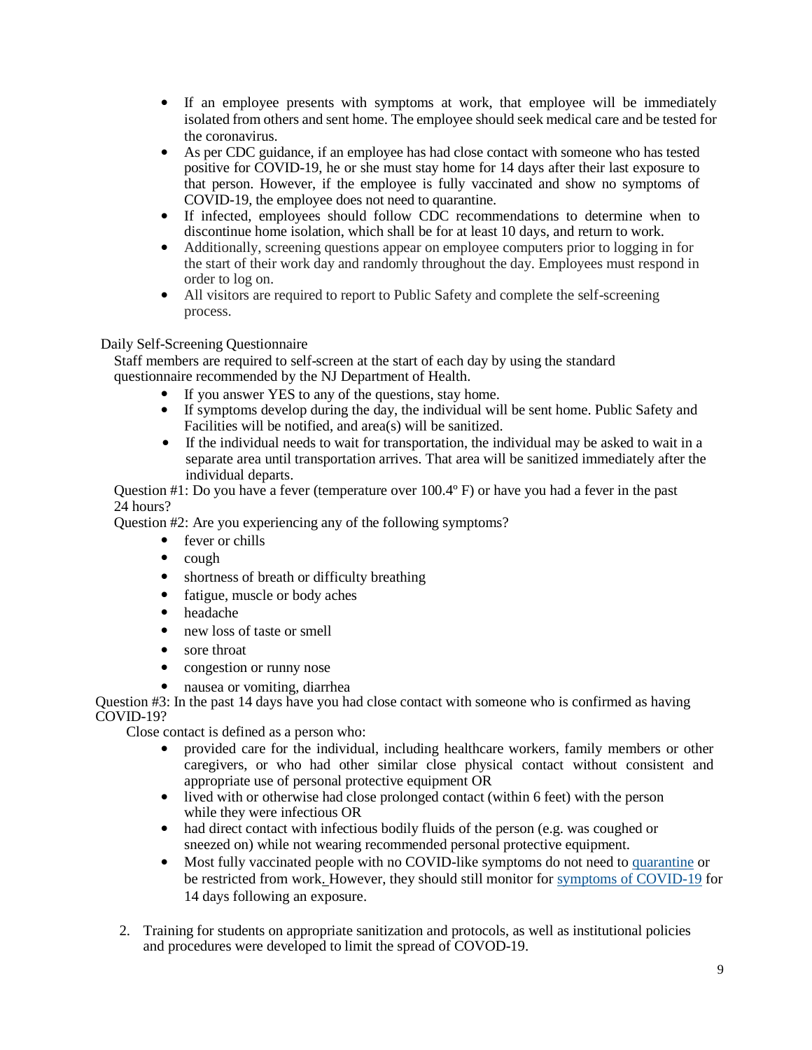- If an employee presents with symptoms at work, that employee will be immediately isolated from others and sent home. The employee should seek medical care and be tested for the coronavirus.
- As per CDC guidance, if an employee has had close contact with someone who has tested positive for COVID-19, he or she must stay home for 14 days after their last exposure to that person. However, if the employee is fully vaccinated and show no symptoms of COVID-19, the employee does not need to quarantine.
- If infected, employees should follow CDC recommendations to determine when to discontinue home isolation, which shall be for at least 10 days, and return to work.
- Additionally, screening questions appear on employee computers prior to logging in for the start of their work day and randomly throughout the day. Employees must respond in order to log on.
- All visitors are required to report to Public Safety and complete the self-screening process.

Daily Self-Screening Questionnaire

Staff members are required to self-screen at the start of each day by using the standard questionnaire recommended by the NJ Department of Health.

- If you answer YES to any of the questions, stay home.
- If symptoms develop during the day, the individual will be sent home. Public Safety and Facilities will be notified, and area(s) will be sanitized.
- If the individual needs to wait for transportation, the individual may be asked to wait in a separate area until transportation arrives. That area will be sanitized immediately after the individual departs.

Question #1: Do you have a fever (temperature over 100.4º F) or have you had a fever in the past 24 hours?

Question #2: Are you experiencing any of the following symptoms?

- fever or chills
- cough
- shortness of breath or difficulty breathing
- fatigue, muscle or body aches
- headache
- new loss of taste or smell
- sore throat
- congestion or runny nose
- nausea or vomiting, diarrhea

Question #3: In the past 14 days have you had close contact with someone who is confirmed as having COVID-19?

Close contact is defined as a person who:

- provided care for the individual, including healthcare workers, family members or other caregivers, or who had other similar close physical contact without consistent and appropriate use of personal protective equipment OR
- lived with or otherwise had close prolonged contact (within 6 feet) with the person while they were infectious OR
- had direct contact with infectious bodily fluids of the person (e.g. was coughed or sneezed on) while not wearing recommended personal protective equipment.
- Most fully vaccinated people with no COVID-like symptoms do not need to quarantine or be restricted from work. However, they should still monitor for symptoms of COVID-19 for 14 days following an exposure.

2. Training for students on appropriate sanitization and protocols, as well as institutional policies and procedures were developed to limit the spread of COVOD-19.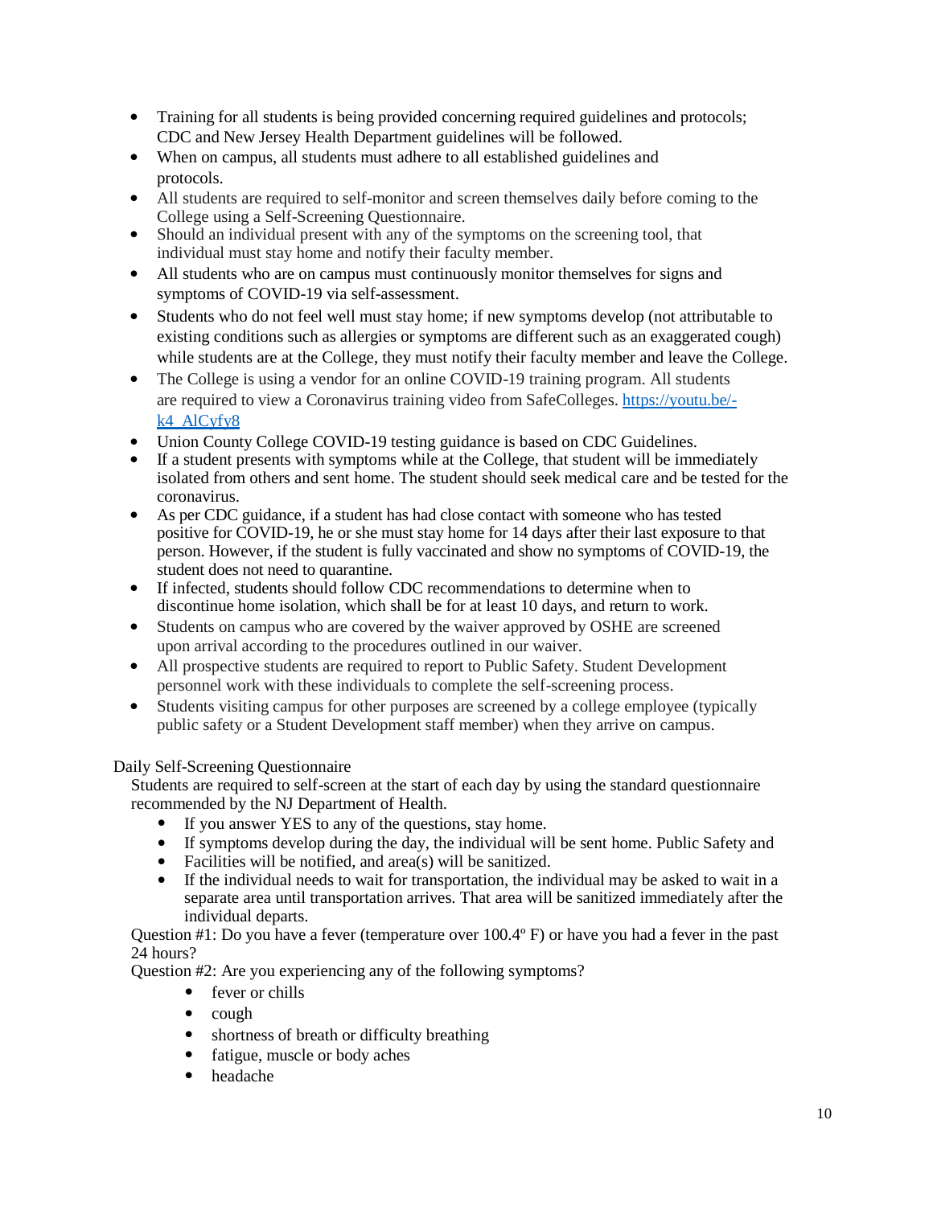- Training for all students is being provided concerning required guidelines and protocols; CDC and New Jersey Health Department guidelines will be followed.
- When on campus, all students must adhere to all established guidelines and protocols.
- All students are required to self-monitor and screen themselves daily before coming to the College using a Self-Screening Questionnaire.
- Should an individual present with any of the symptoms on the screening tool, that individual must stay home and notify their faculty member.
- All students who are on campus must continuously monitor themselves for signs and symptoms of COVID-19 via self-assessment.
- Students who do not feel well must stay home; if new symptoms develop (not attributable to existing conditions such as allergies or symptoms are different such as an exaggerated cough) while students are at the College, they must notify their faculty member and leave the College.
- The College is using a vendor for an online COVID-19 training program. All students are required to view a Coronavirus training video from SafeColleges. [https://youtu.be/-k4_AlCyfy8](https://youtu.be/-k4_AlCyfy8)
- Union County College COVID-19 testing guidance is based on CDC Guidelines.
- If a student presents with symptoms while at the College, that student will be immediately isolated from others and sent home. The student should seek medical care and be tested for the coronavirus.
- As per CDC guidance, if a student has had close contact with someone who has tested positive for COVID-19, he or she must stay home for 14 days after their last exposure to that person. However, if the student is fully vaccinated and show no symptoms of COVID-19, the student does not need to quarantine.
- If infected, students should follow CDC recommendations to determine when to discontinue home isolation, which shall be for at least 10 days, and return to work.
- Students on campus who are covered by the waiver approved by OSHE are screened upon arrival according to the procedures outlined in our waiver.
- All prospective students are required to report to Public Safety. Student Development personnel work with these individuals to complete the self-screening process.
- Students visiting campus for other purposes are screened by a college employee (typically public safety or a Student Development staff member) when they arrive on campus.

Daily Self-Screening Questionnaire

Students are required to self-screen at the start of each day by using the standard questionnaire recommended by the NJ Department of Health.

- If you answer YES to any of the questions, stay home.
- If symptoms develop during the day, the individual will be sent home. Public Safety and
- Facilities will be notified, and area(s) will be sanitized.
- If the individual needs to wait for transportation, the individual may be asked to wait in a separate area until transportation arrives. That area will be sanitized immediately after the individual departs.

Question #1: Do you have a fever (temperature over 100.4º F) or have you had a fever in the past 24 hours?

Question #2: Are you experiencing any of the following symptoms?

- fever or chills
- cough
- shortness of breath or difficulty breathing
- fatigue, muscle or body aches
- headache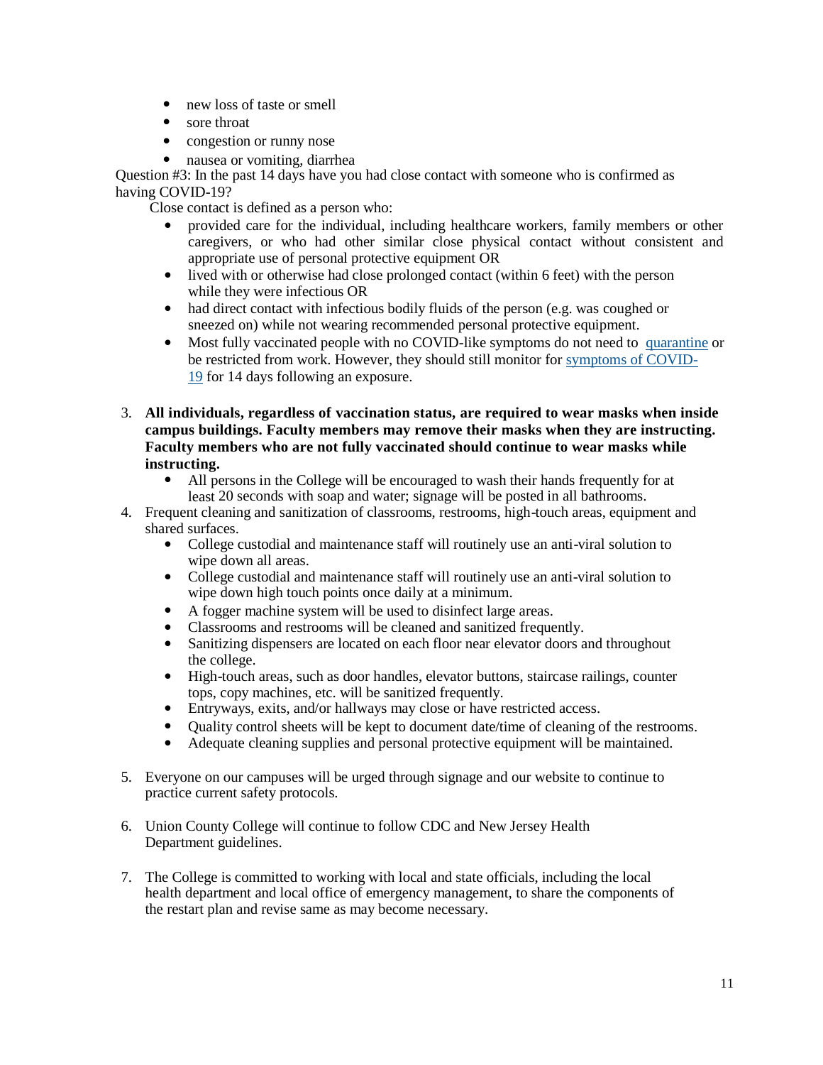- new loss of taste or smell
- sore throat
- congestion or runny nose
- nausea or vomiting, diarrhea

Question #3: In the past 14 days have you had close contact with someone who is confirmed as having COVID-19?

Close contact is defined as a person who:

- provided care for the individual, including healthcare workers, family members or other caregivers, or who had other similar close physical contact without consistent and appropriate use of personal protective equipment OR
- lived with or otherwise had close prolonged contact (within 6 feet) with the person while they were infectious OR
- had direct contact with infectious bodily fluids of the person (e.g. was coughed or sneezed on) while not wearing recommended personal protective equipment.
- Most fully vaccinated people with no COVID-like symptoms do not need to quarantine or be restricted from work. However, they should still monitor for symptoms of COVID-19 for 14 days following an exposure.

3. **All individuals, regardless of vaccination status, are required to wear masks when inside campus buildings. Faculty members may remove their masks when they are instructing. Faculty members who are not fully vaccinated should continue to wear masks while instructing.**
   - All persons in the College will be encouraged to wash their hands frequently for at least 20 seconds with soap and water; signage will be posted in all bathrooms.
4. Frequent cleaning and sanitization of classrooms, restrooms, high-touch areas, equipment and shared surfaces.
   - College custodial and maintenance staff will routinely use an anti-viral solution to wipe down all areas.
   - College custodial and maintenance staff will routinely use an anti-viral solution to wipe down high touch points once daily at a minimum.
   - A fogger machine system will be used to disinfect large areas.
   - Classrooms and restrooms will be cleaned and sanitized frequently.
   - Sanitizing dispensers are located on each floor near elevator doors and throughout the college.
   - High-touch areas, such as door handles, elevator buttons, staircase railings, counter tops, copy machines, etc. will be sanitized frequently.
   - Entryways, exits, and/or hallways may close or have restricted access.
   - Quality control sheets will be kept to document date/time of cleaning of the restrooms.
   - Adequate cleaning supplies and personal protective equipment will be maintained.

5. Everyone on our campuses will be urged through signage and our website to continue to practice current safety protocols.

6. Union County College will continue to follow CDC and New Jersey Health Department guidelines.

7. The College is committed to working with local and state officials, including the local health department and local office of emergency management, to share the components of the restart plan and revise same as may become necessary.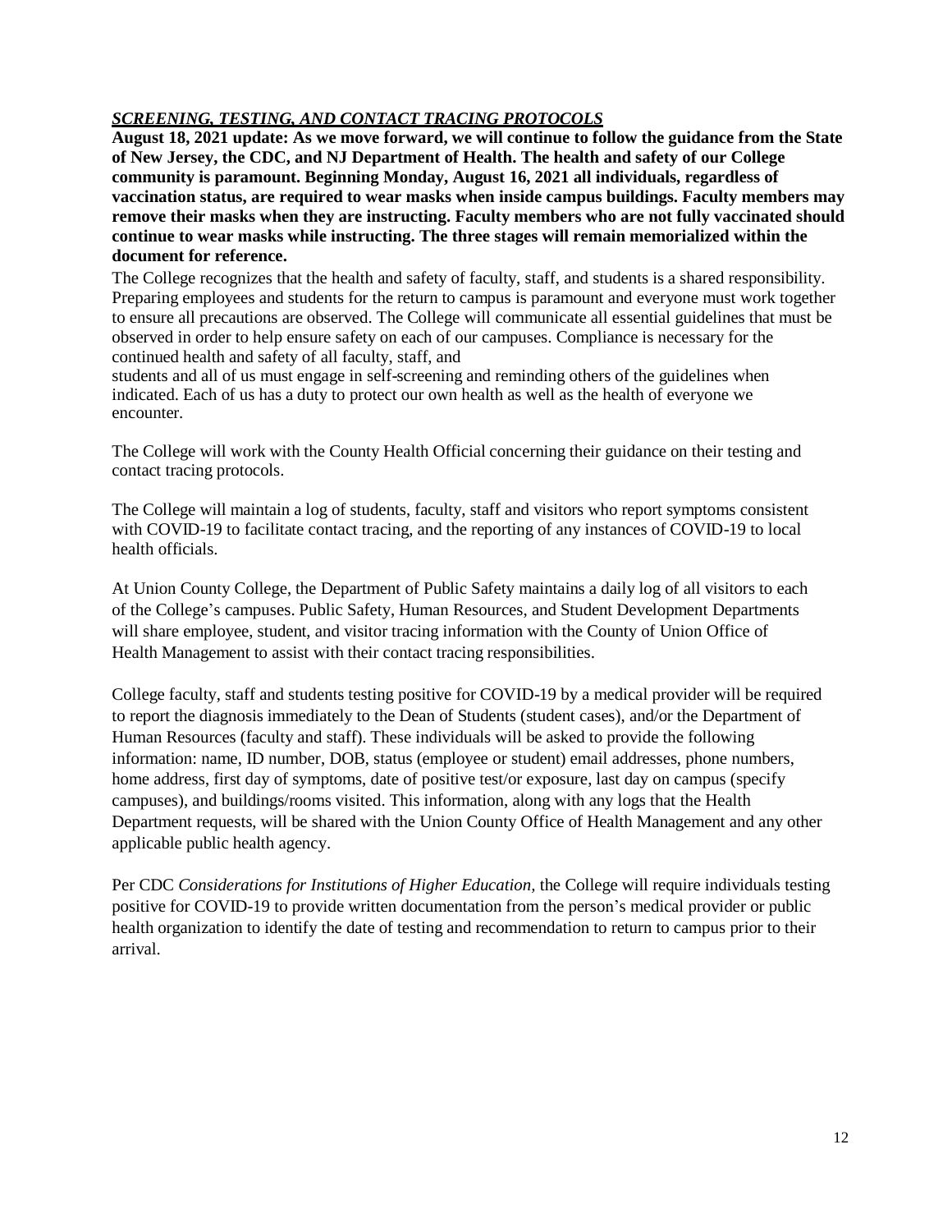***SCREENING, TESTING, AND CONTACT TRACING PROTOCOLS***

**August 18, 2021 update: As we move forward, we will continue to follow the guidance from the State of New Jersey, the CDC, and NJ Department of Health. The health and safety of our College community is paramount. Beginning Monday, August 16, 2021 all individuals, regardless of vaccination status, are required to wear masks when inside campus buildings. Faculty members may remove their masks when they are instructing. Faculty members who are not fully vaccinated should continue to wear masks while instructing. The three stages will remain memorialized within the document for reference.**

The College recognizes that the health and safety of faculty, staff, and students is a shared responsibility. Preparing employees and students for the return to campus is paramount and everyone must work together to ensure all precautions are observed. The College will communicate all essential guidelines that must be observed in order to help ensure safety on each of our campuses. Compliance is necessary for the continued health and safety of all faculty, staff, and students and all of us must engage in self-screening and reminding others of the guidelines when indicated. Each of us has a duty to protect our own health as well as the health of everyone we encounter.

The College will work with the County Health Official concerning their guidance on their testing and contact tracing protocols.

The College will maintain a log of students, faculty, staff and visitors who report symptoms consistent with COVID-19 to facilitate contact tracing, and the reporting of any instances of COVID-19 to local health officials.

At Union County College, the Department of Public Safety maintains a daily log of all visitors to each of the College's campuses. Public Safety, Human Resources, and Student Development Departments will share employee, student, and visitor tracing information with the County of Union Office of Health Management to assist with their contact tracing responsibilities.

College faculty, staff and students testing positive for COVID-19 by a medical provider will be required to report the diagnosis immediately to the Dean of Students (student cases), and/or the Department of Human Resources (faculty and staff). These individuals will be asked to provide the following information: name, ID number, DOB, status (employee or student) email addresses, phone numbers, home address, first day of symptoms, date of positive test/or exposure, last day on campus (specify campuses), and buildings/rooms visited. This information, along with any logs that the Health Department requests, will be shared with the Union County Office of Health Management and any other applicable public health agency.

Per CDC *Considerations for Institutions of Higher Education,* the College will require individuals testing positive for COVID-19 to provide written documentation from the person's medical provider or public health organization to identify the date of testing and recommendation to return to campus prior to their arrival.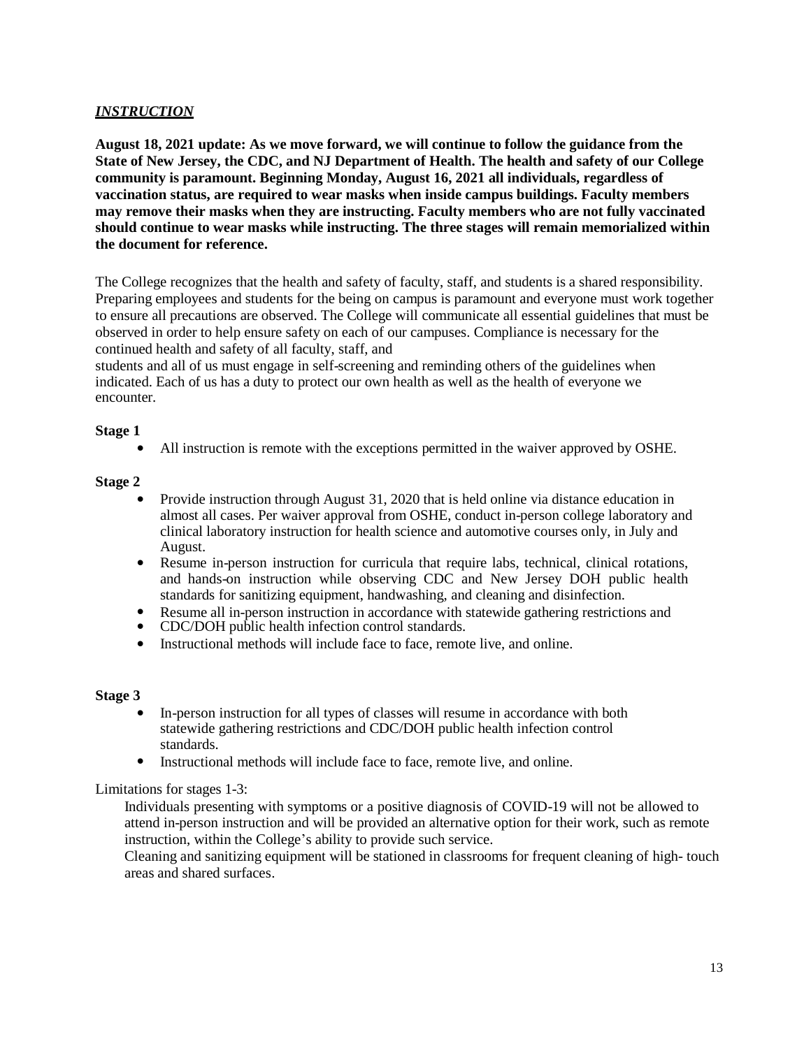## ***INSTRUCTION***

**August 18, 2021 update: As we move forward, we will continue to follow the guidance from the State of New Jersey, the CDC, and NJ Department of Health. The health and safety of our College community is paramount. Beginning Monday, August 16, 2021 all individuals, regardless of vaccination status, are required to wear masks when inside campus buildings. Faculty members may remove their masks when they are instructing. Faculty members who are not fully vaccinated should continue to wear masks while instructing. The three stages will remain memorialized within the document for reference.**

The College recognizes that the health and safety of faculty, staff, and students is a shared responsibility. Preparing employees and students for the being on campus is paramount and everyone must work together to ensure all precautions are observed. The College will communicate all essential guidelines that must be observed in order to help ensure safety on each of our campuses. Compliance is necessary for the continued health and safety of all faculty, staff, and students and all of us must engage in self-screening and reminding others of the guidelines when indicated. Each of us has a duty to protect our own health as well as the health of everyone we encounter.

**Stage 1**

- All instruction is remote with the exceptions permitted in the waiver approved by OSHE.

**Stage 2**

- Provide instruction through August 31, 2020 that is held online via distance education in almost all cases. Per waiver approval from OSHE, conduct in-person college laboratory and clinical laboratory instruction for health science and automotive courses only, in July and August.
- Resume in-person instruction for curricula that require labs, technical, clinical rotations, and hands-on instruction while observing CDC and New Jersey DOH public health standards for sanitizing equipment, handwashing, and cleaning and disinfection.
- Resume all in-person instruction in accordance with statewide gathering restrictions and
- CDC/DOH public health infection control standards.
- Instructional methods will include face to face, remote live, and online.

**Stage 3**

- In-person instruction for all types of classes will resume in accordance with both statewide gathering restrictions and CDC/DOH public health infection control standards.
- Instructional methods will include face to face, remote live, and online.

Limitations for stages 1-3:

Individuals presenting with symptoms or a positive diagnosis of COVID-19 will not be allowed to attend in-person instruction and will be provided an alternative option for their work, such as remote instruction, within the College's ability to provide such service.

Cleaning and sanitizing equipment will be stationed in classrooms for frequent cleaning of high- touch areas and shared surfaces.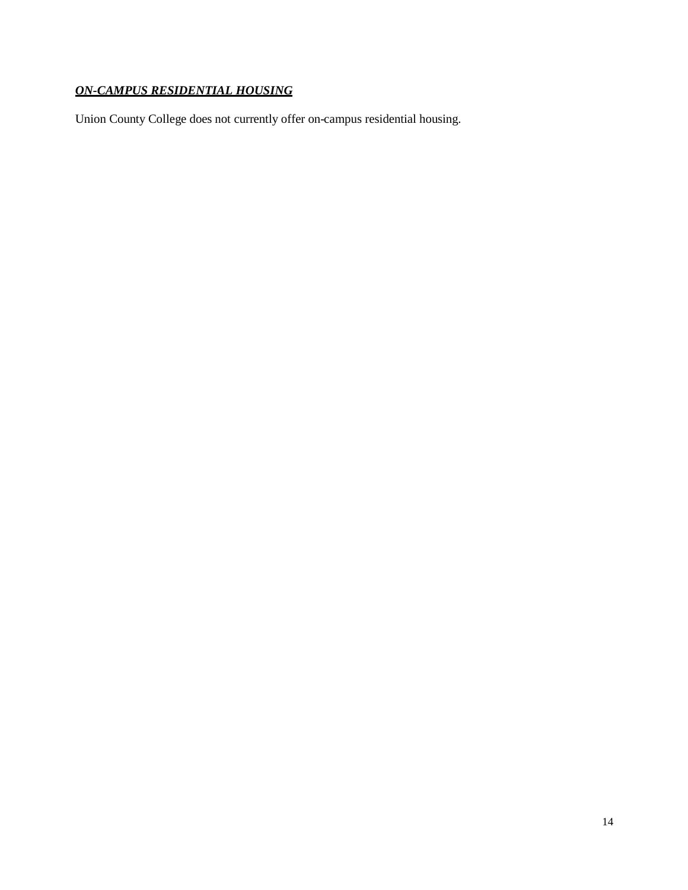***ON-CAMPUS RESIDENTIAL HOUSING***

Union County College does not currently offer on-campus residential housing.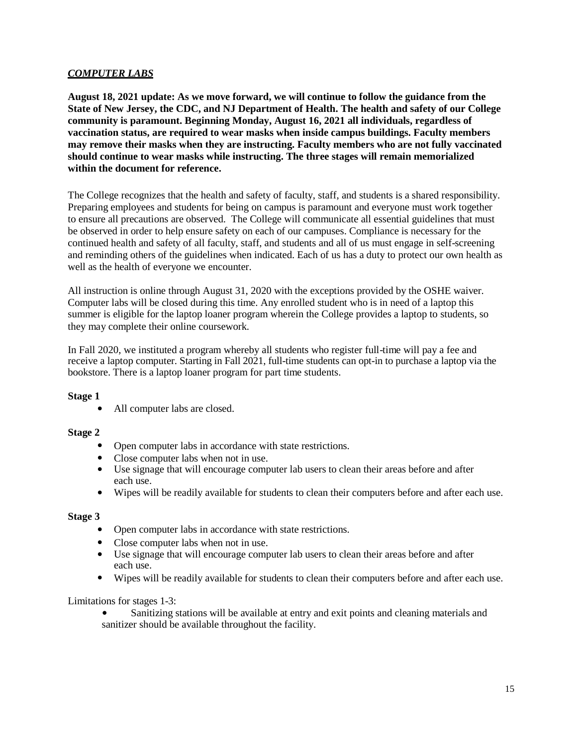## ***COMPUTER LABS***

**August 18, 2021 update: As we move forward, we will continue to follow the guidance from the State of New Jersey, the CDC, and NJ Department of Health. The health and safety of our College community is paramount. Beginning Monday, August 16, 2021 all individuals, regardless of vaccination status, are required to wear masks when inside campus buildings. Faculty members may remove their masks when they are instructing. Faculty members who are not fully vaccinated should continue to wear masks while instructing. The three stages will remain memorialized within the document for reference.**

The College recognizes that the health and safety of faculty, staff, and students is a shared responsibility. Preparing employees and students for being on campus is paramount and everyone must work together to ensure all precautions are observed. The College will communicate all essential guidelines that must be observed in order to help ensure safety on each of our campuses. Compliance is necessary for the continued health and safety of all faculty, staff, and students and all of us must engage in self-screening and reminding others of the guidelines when indicated. Each of us has a duty to protect our own health as well as the health of everyone we encounter.

All instruction is online through August 31, 2020 with the exceptions provided by the OSHE waiver. Computer labs will be closed during this time. Any enrolled student who is in need of a laptop this summer is eligible for the laptop loaner program wherein the College provides a laptop to students, so they may complete their online coursework.

In Fall 2020, we instituted a program whereby all students who register full-time will pay a fee and receive a laptop computer. Starting in Fall 2021, full-time students can opt-in to purchase a laptop via the bookstore. There is a laptop loaner program for part time students.

**Stage 1**

- All computer labs are closed.

**Stage 2**

- Open computer labs in accordance with state restrictions.
- Close computer labs when not in use.
- Use signage that will encourage computer lab users to clean their areas before and after each use.
- Wipes will be readily available for students to clean their computers before and after each use.

**Stage 3**

- Open computer labs in accordance with state restrictions.
- Close computer labs when not in use.
- Use signage that will encourage computer lab users to clean their areas before and after each use.
- Wipes will be readily available for students to clean their computers before and after each use.

Limitations for stages 1-3:

- Sanitizing stations will be available at entry and exit points and cleaning materials and sanitizer should be available throughout the facility.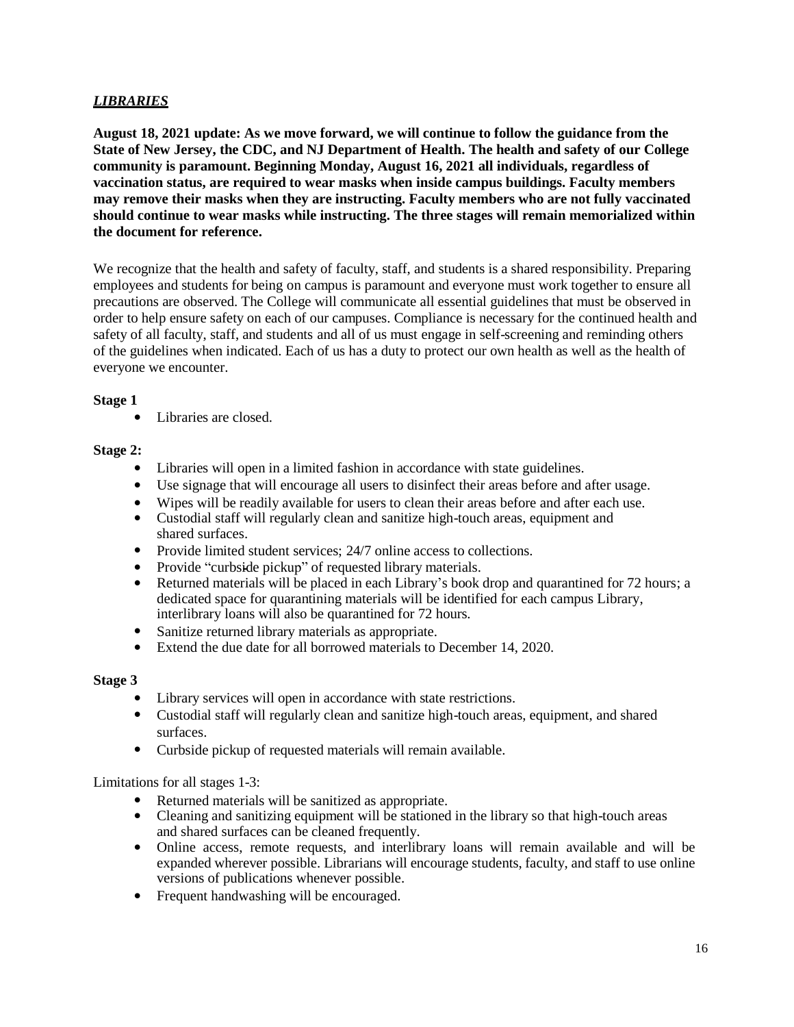## ***LIBRARIES***

**August 18, 2021 update: As we move forward, we will continue to follow the guidance from the State of New Jersey, the CDC, and NJ Department of Health. The health and safety of our College community is paramount. Beginning Monday, August 16, 2021 all individuals, regardless of vaccination status, are required to wear masks when inside campus buildings. Faculty members may remove their masks when they are instructing. Faculty members who are not fully vaccinated should continue to wear masks while instructing. The three stages will remain memorialized within the document for reference.**

We recognize that the health and safety of faculty, staff, and students is a shared responsibility. Preparing employees and students for being on campus is paramount and everyone must work together to ensure all precautions are observed. The College will communicate all essential guidelines that must be observed in order to help ensure safety on each of our campuses. Compliance is necessary for the continued health and safety of all faculty, staff, and students and all of us must engage in self-screening and reminding others of the guidelines when indicated. Each of us has a duty to protect our own health as well as the health of everyone we encounter.

**Stage 1**

- Libraries are closed.

**Stage 2:**

- Libraries will open in a limited fashion in accordance with state guidelines.
- Use signage that will encourage all users to disinfect their areas before and after usage.
- Wipes will be readily available for users to clean their areas before and after each use.
- Custodial staff will regularly clean and sanitize high-touch areas, equipment and shared surfaces.
- Provide limited student services; 24/7 online access to collections.
- Provide "curbside pickup" of requested library materials.
- Returned materials will be placed in each Library's book drop and quarantined for 72 hours; a dedicated space for quarantining materials will be identified for each campus Library, interlibrary loans will also be quarantined for 72 hours.
- Sanitize returned library materials as appropriate.
- Extend the due date for all borrowed materials to December 14, 2020.

**Stage 3**

- Library services will open in accordance with state restrictions.
- Custodial staff will regularly clean and sanitize high-touch areas, equipment, and shared surfaces.
- Curbside pickup of requested materials will remain available.

Limitations for all stages 1-3:

- Returned materials will be sanitized as appropriate.
- Cleaning and sanitizing equipment will be stationed in the library so that high-touch areas and shared surfaces can be cleaned frequently.
- Online access, remote requests, and interlibrary loans will remain available and will be expanded wherever possible. Librarians will encourage students, faculty, and staff to use online versions of publications whenever possible.
- Frequent handwashing will be encouraged.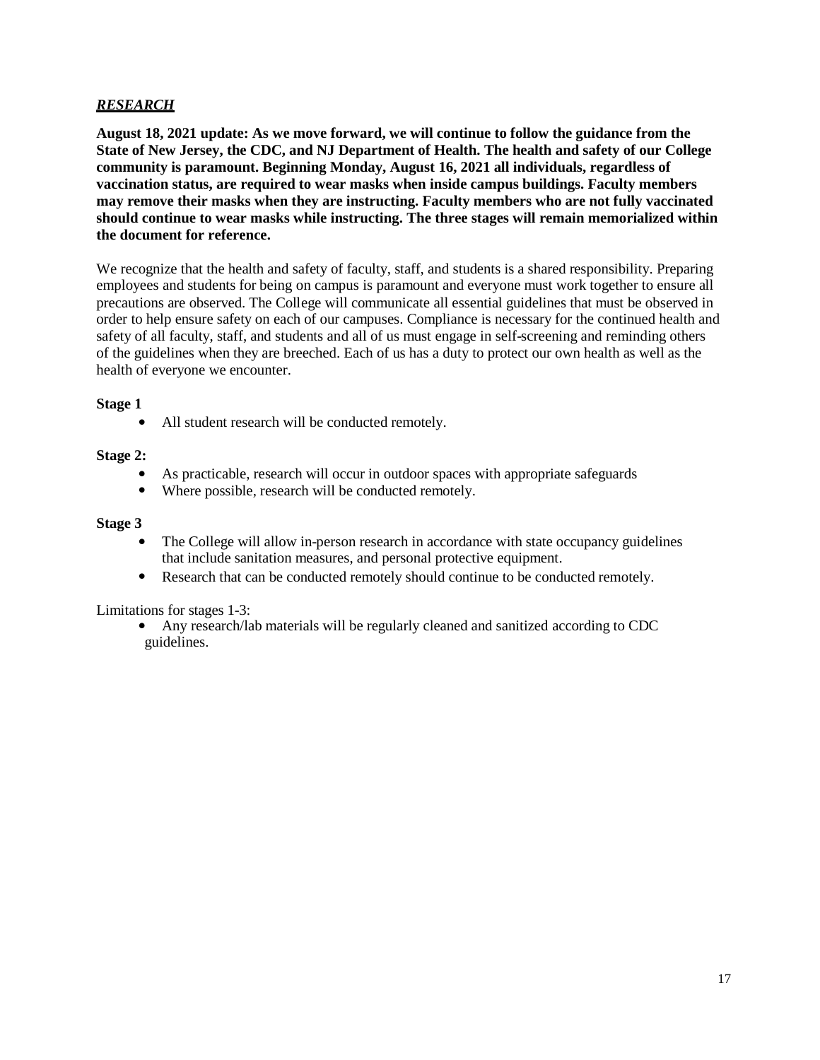## ***RESEARCH***

**August 18, 2021 update: As we move forward, we will continue to follow the guidance from the State of New Jersey, the CDC, and NJ Department of Health. The health and safety of our College community is paramount. Beginning Monday, August 16, 2021 all individuals, regardless of vaccination status, are required to wear masks when inside campus buildings. Faculty members may remove their masks when they are instructing. Faculty members who are not fully vaccinated should continue to wear masks while instructing. The three stages will remain memorialized within the document for reference.**

We recognize that the health and safety of faculty, staff, and students is a shared responsibility. Preparing employees and students for being on campus is paramount and everyone must work together to ensure all precautions are observed. The College will communicate all essential guidelines that must be observed in order to help ensure safety on each of our campuses. Compliance is necessary for the continued health and safety of all faculty, staff, and students and all of us must engage in self-screening and reminding others of the guidelines when they are breeched. Each of us has a duty to protect our own health as well as the health of everyone we encounter.

**Stage 1**

- All student research will be conducted remotely.

**Stage 2:**

- As practicable, research will occur in outdoor spaces with appropriate safeguards
- Where possible, research will be conducted remotely.

**Stage 3**

- The College will allow in-person research in accordance with state occupancy guidelines that include sanitation measures, and personal protective equipment.
- Research that can be conducted remotely should continue to be conducted remotely.

Limitations for stages 1-3:

- Any research/lab materials will be regularly cleaned and sanitized according to CDC guidelines.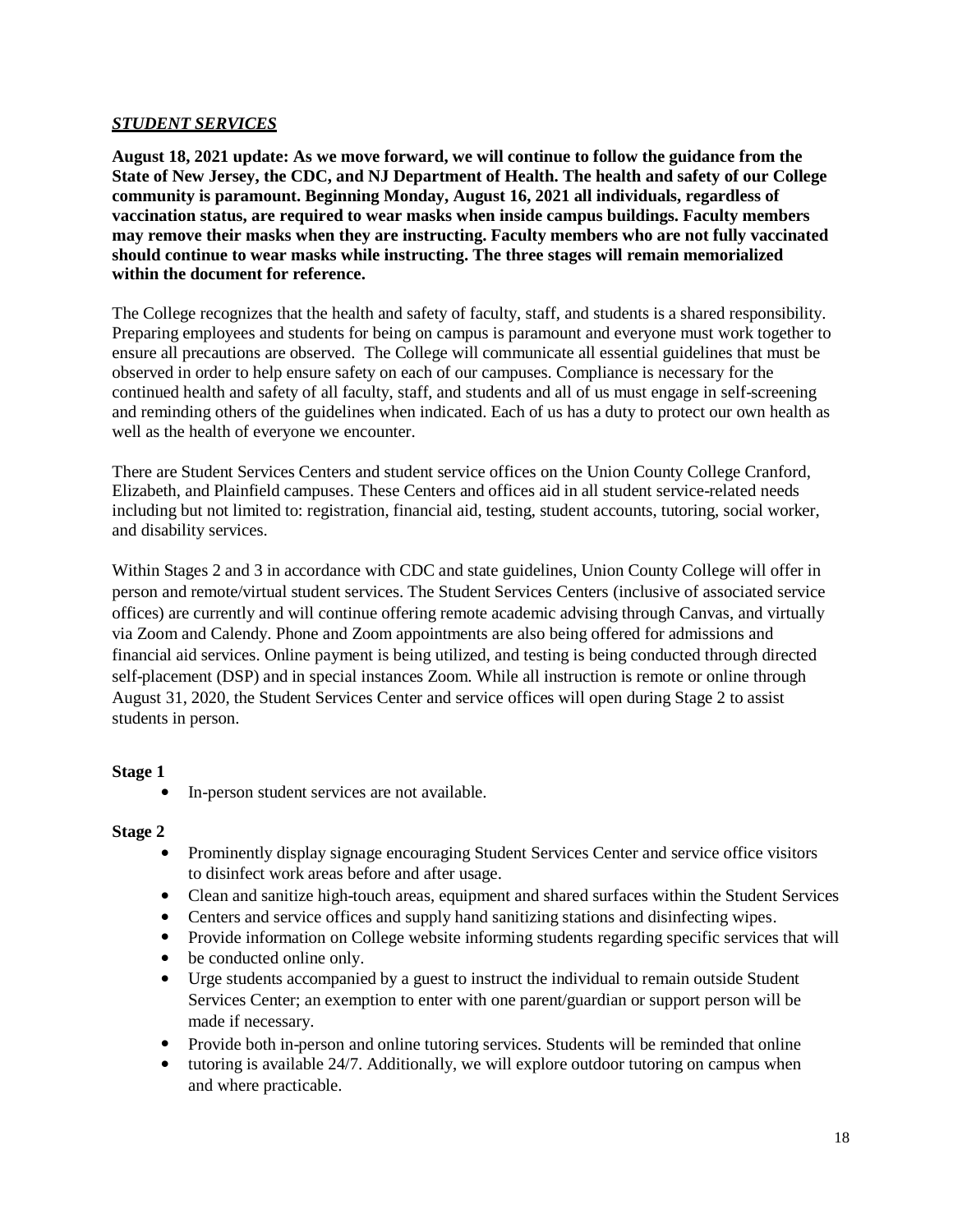***STUDENT SERVICES***

**August 18, 2021 update: As we move forward, we will continue to follow the guidance from the State of New Jersey, the CDC, and NJ Department of Health. The health and safety of our College community is paramount. Beginning Monday, August 16, 2021 all individuals, regardless of vaccination status, are required to wear masks when inside campus buildings. Faculty members may remove their masks when they are instructing. Faculty members who are not fully vaccinated should continue to wear masks while instructing. The three stages will remain memorialized within the document for reference.**

The College recognizes that the health and safety of faculty, staff, and students is a shared responsibility. Preparing employees and students for being on campus is paramount and everyone must work together to ensure all precautions are observed. The College will communicate all essential guidelines that must be observed in order to help ensure safety on each of our campuses. Compliance is necessary for the continued health and safety of all faculty, staff, and students and all of us must engage in self-screening and reminding others of the guidelines when indicated. Each of us has a duty to protect our own health as well as the health of everyone we encounter.

There are Student Services Centers and student service offices on the Union County College Cranford, Elizabeth, and Plainfield campuses. These Centers and offices aid in all student service-related needs including but not limited to: registration, financial aid, testing, student accounts, tutoring, social worker, and disability services.

Within Stages 2 and 3 in accordance with CDC and state guidelines, Union County College will offer in person and remote/virtual student services. The Student Services Centers (inclusive of associated service offices) are currently and will continue offering remote academic advising through Canvas, and virtually via Zoom and Calendy. Phone and Zoom appointments are also being offered for admissions and financial aid services. Online payment is being utilized, and testing is being conducted through directed self-placement (DSP) and in special instances Zoom. While all instruction is remote or online through August 31, 2020, the Student Services Center and service offices will open during Stage 2 to assist students in person.

**Stage 1**

- In-person student services are not available.

**Stage 2**

- Prominently display signage encouraging Student Services Center and service office visitors to disinfect work areas before and after usage.
- Clean and sanitize high-touch areas, equipment and shared surfaces within the Student Services
- Centers and service offices and supply hand sanitizing stations and disinfecting wipes.
- Provide information on College website informing students regarding specific services that will
- be conducted online only.
- Urge students accompanied by a guest to instruct the individual to remain outside Student Services Center; an exemption to enter with one parent/guardian or support person will be made if necessary.
- Provide both in-person and online tutoring services. Students will be reminded that online
- tutoring is available 24/7. Additionally, we will explore outdoor tutoring on campus when and where practicable.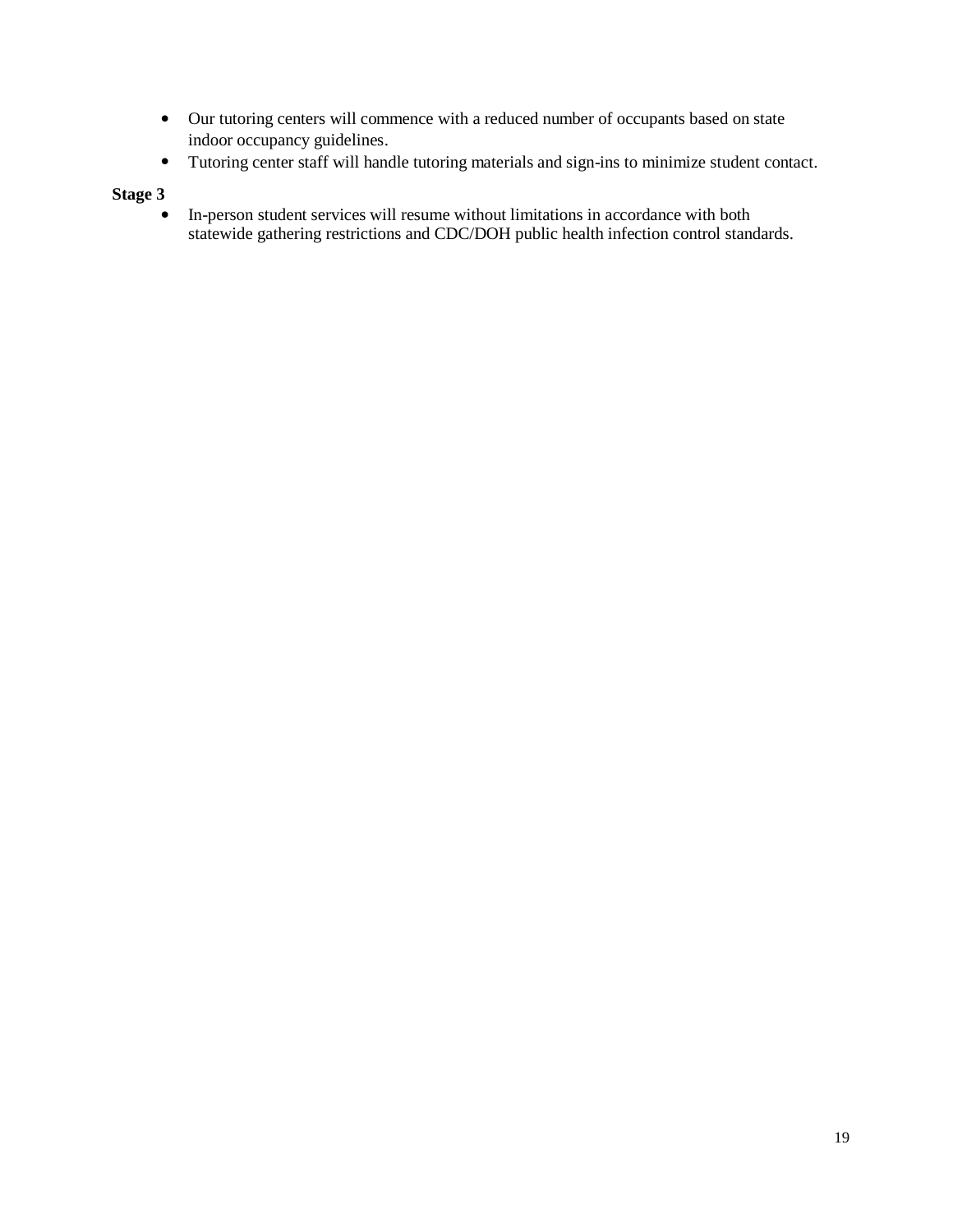- Our tutoring centers will commence with a reduced number of occupants based on state indoor occupancy guidelines.
- Tutoring center staff will handle tutoring materials and sign-ins to minimize student contact.

**Stage 3**

- In-person student services will resume without limitations in accordance with both statewide gathering restrictions and CDC/DOH public health infection control standards.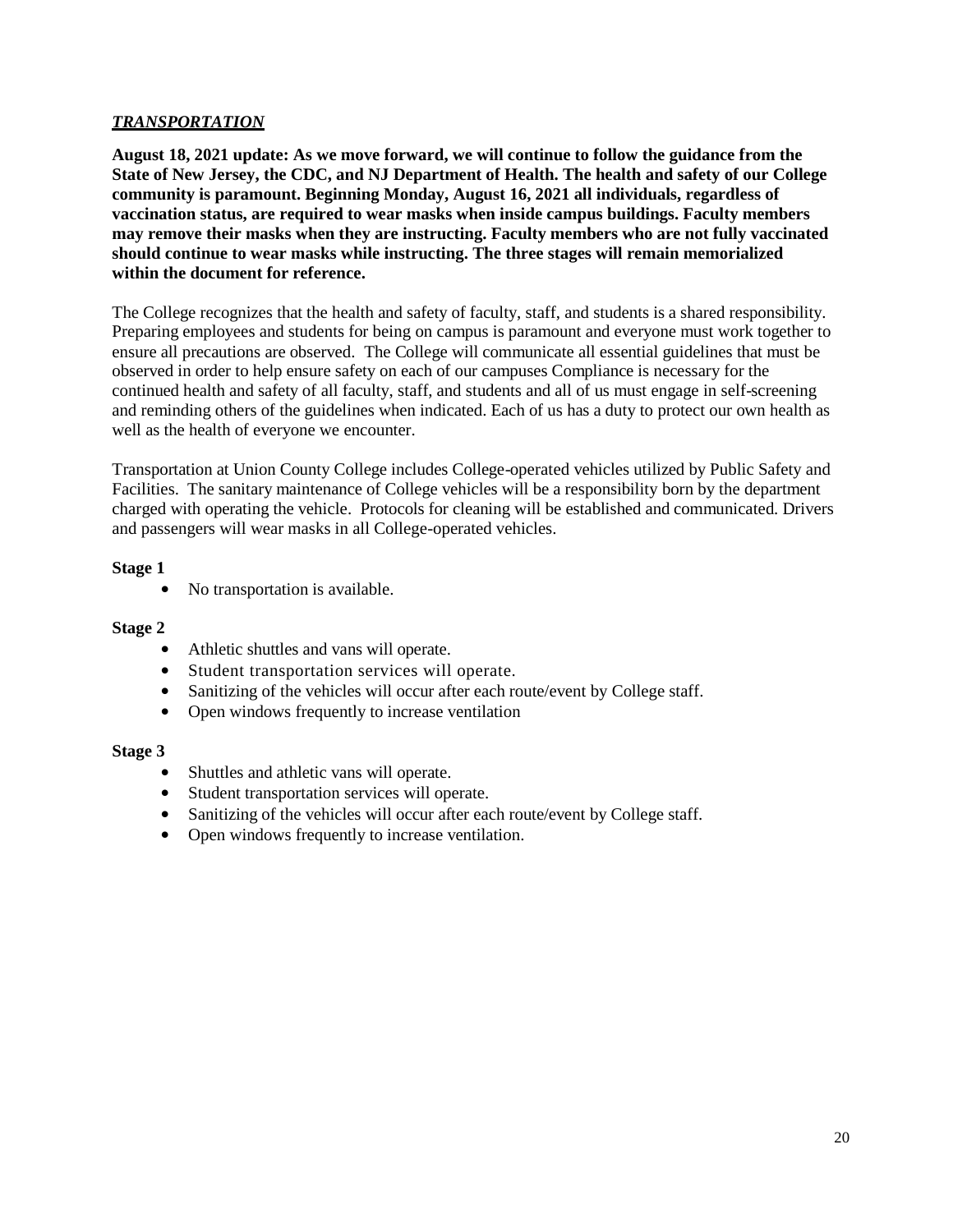***TRANSPORTATION***

**August 18, 2021 update: As we move forward, we will continue to follow the guidance from the State of New Jersey, the CDC, and NJ Department of Health. The health and safety of our College community is paramount. Beginning Monday, August 16, 2021 all individuals, regardless of vaccination status, are required to wear masks when inside campus buildings. Faculty members may remove their masks when they are instructing. Faculty members who are not fully vaccinated should continue to wear masks while instructing. The three stages will remain memorialized within the document for reference.**

The College recognizes that the health and safety of faculty, staff, and students is a shared responsibility. Preparing employees and students for being on campus is paramount and everyone must work together to ensure all precautions are observed. The College will communicate all essential guidelines that must be observed in order to help ensure safety on each of our campuses Compliance is necessary for the continued health and safety of all faculty, staff, and students and all of us must engage in self-screening and reminding others of the guidelines when indicated. Each of us has a duty to protect our own health as well as the health of everyone we encounter.

Transportation at Union County College includes College-operated vehicles utilized by Public Safety and Facilities. The sanitary maintenance of College vehicles will be a responsibility born by the department charged with operating the vehicle. Protocols for cleaning will be established and communicated. Drivers and passengers will wear masks in all College-operated vehicles.

**Stage 1**

- No transportation is available.

**Stage 2**

- Athletic shuttles and vans will operate.
- Student transportation services will operate.
- Sanitizing of the vehicles will occur after each route/event by College staff.
- Open windows frequently to increase ventilation

**Stage 3**

- Shuttles and athletic vans will operate.
- Student transportation services will operate.
- Sanitizing of the vehicles will occur after each route/event by College staff.
- Open windows frequently to increase ventilation.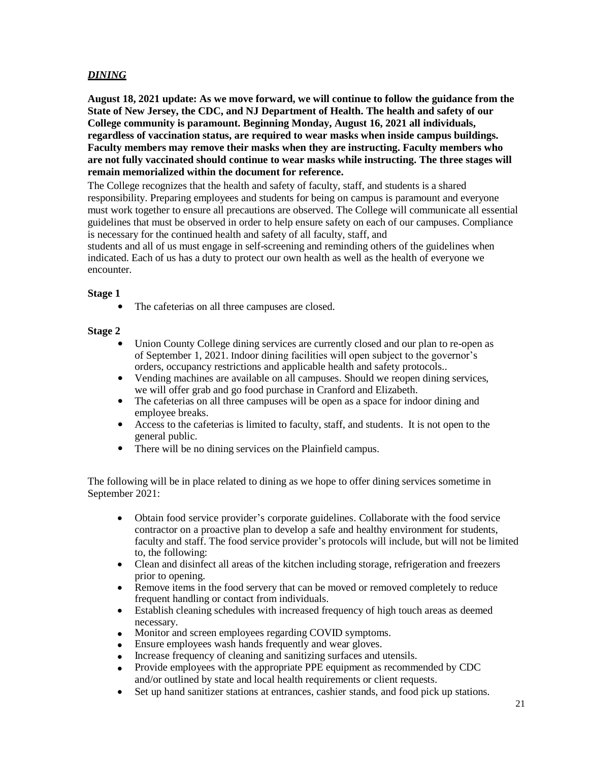## ***DINING***

**August 18, 2021 update: As we move forward, we will continue to follow the guidance from the State of New Jersey, the CDC, and NJ Department of Health. The health and safety of our College community is paramount. Beginning Monday, August 16, 2021 all individuals, regardless of vaccination status, are required to wear masks when inside campus buildings. Faculty members may remove their masks when they are instructing. Faculty members who are not fully vaccinated should continue to wear masks while instructing. The three stages will remain memorialized within the document for reference.**

The College recognizes that the health and safety of faculty, staff, and students is a shared responsibility. Preparing employees and students for being on campus is paramount and everyone must work together to ensure all precautions are observed. The College will communicate all essential guidelines that must be observed in order to help ensure safety on each of our campuses. Compliance is necessary for the continued health and safety of all faculty, staff, and students and all of us must engage in self-screening and reminding others of the guidelines when indicated. Each of us has a duty to protect our own health as well as the health of everyone we encounter.

**Stage 1**

- The cafeterias on all three campuses are closed.

**Stage 2**

- Union County College dining services are currently closed and our plan to re-open as of September 1, 2021. Indoor dining facilities will open subject to the governor's orders, occupancy restrictions and applicable health and safety protocols..
- Vending machines are available on all campuses. Should we reopen dining services, we will offer grab and go food purchase in Cranford and Elizabeth.
- The cafeterias on all three campuses will be open as a space for indoor dining and employee breaks.
- Access to the cafeterias is limited to faculty, staff, and students. It is not open to the general public.
- There will be no dining services on the Plainfield campus.

The following will be in place related to dining as we hope to offer dining services sometime in September 2021:

- Obtain food service provider's corporate guidelines. Collaborate with the food service contractor on a proactive plan to develop a safe and healthy environment for students, faculty and staff. The food service provider's protocols will include, but will not be limited to, the following:
- Clean and disinfect all areas of the kitchen including storage, refrigeration and freezers prior to opening.
- Remove items in the food servery that can be moved or removed completely to reduce frequent handling or contact from individuals.
- Establish cleaning schedules with increased frequency of high touch areas as deemed necessary.
- Monitor and screen employees regarding COVID symptoms.
- Ensure employees wash hands frequently and wear gloves.
- Increase frequency of cleaning and sanitizing surfaces and utensils.
- Provide employees with the appropriate PPE equipment as recommended by CDC and/or outlined by state and local health requirements or client requests.
- Set up hand sanitizer stations at entrances, cashier stands, and food pick up stations.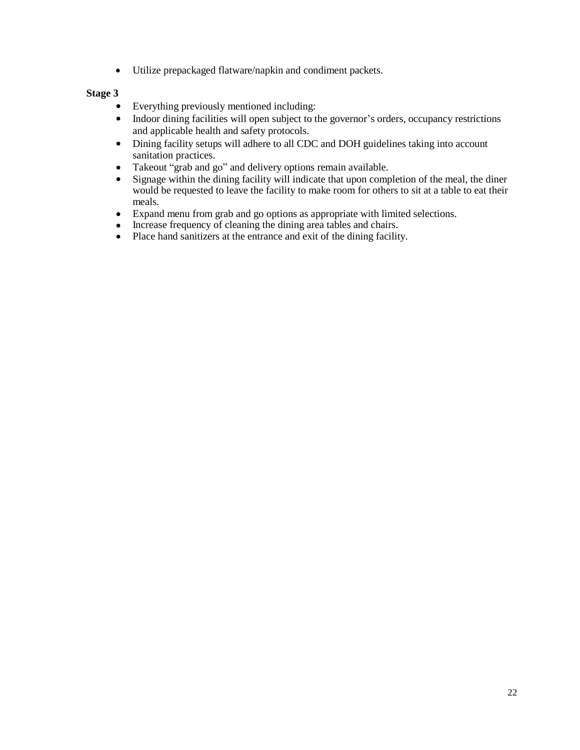- Utilize prepackaged flatware/napkin and condiment packets.

**Stage 3**

- Everything previously mentioned including:
- Indoor dining facilities will open subject to the governor's orders, occupancy restrictions and applicable health and safety protocols.
- Dining facility setups will adhere to all CDC and DOH guidelines taking into account sanitation practices.
- Takeout "grab and go" and delivery options remain available.
- Signage within the dining facility will indicate that upon completion of the meal, the diner would be requested to leave the facility to make room for others to sit at a table to eat their meals.
- Expand menu from grab and go options as appropriate with limited selections.
- Increase frequency of cleaning the dining area tables and chairs.
- Place hand sanitizers at the entrance and exit of the dining facility.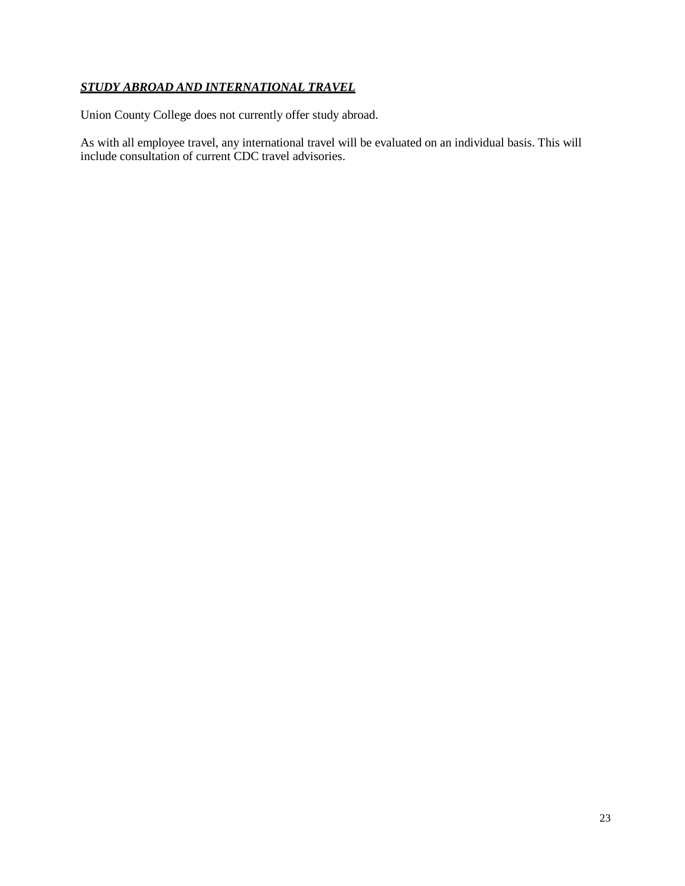## ***STUDY ABROAD AND INTERNATIONAL TRAVEL***

Union County College does not currently offer study abroad.

As with all employee travel, any international travel will be evaluated on an individual basis. This will include consultation of current CDC travel advisories.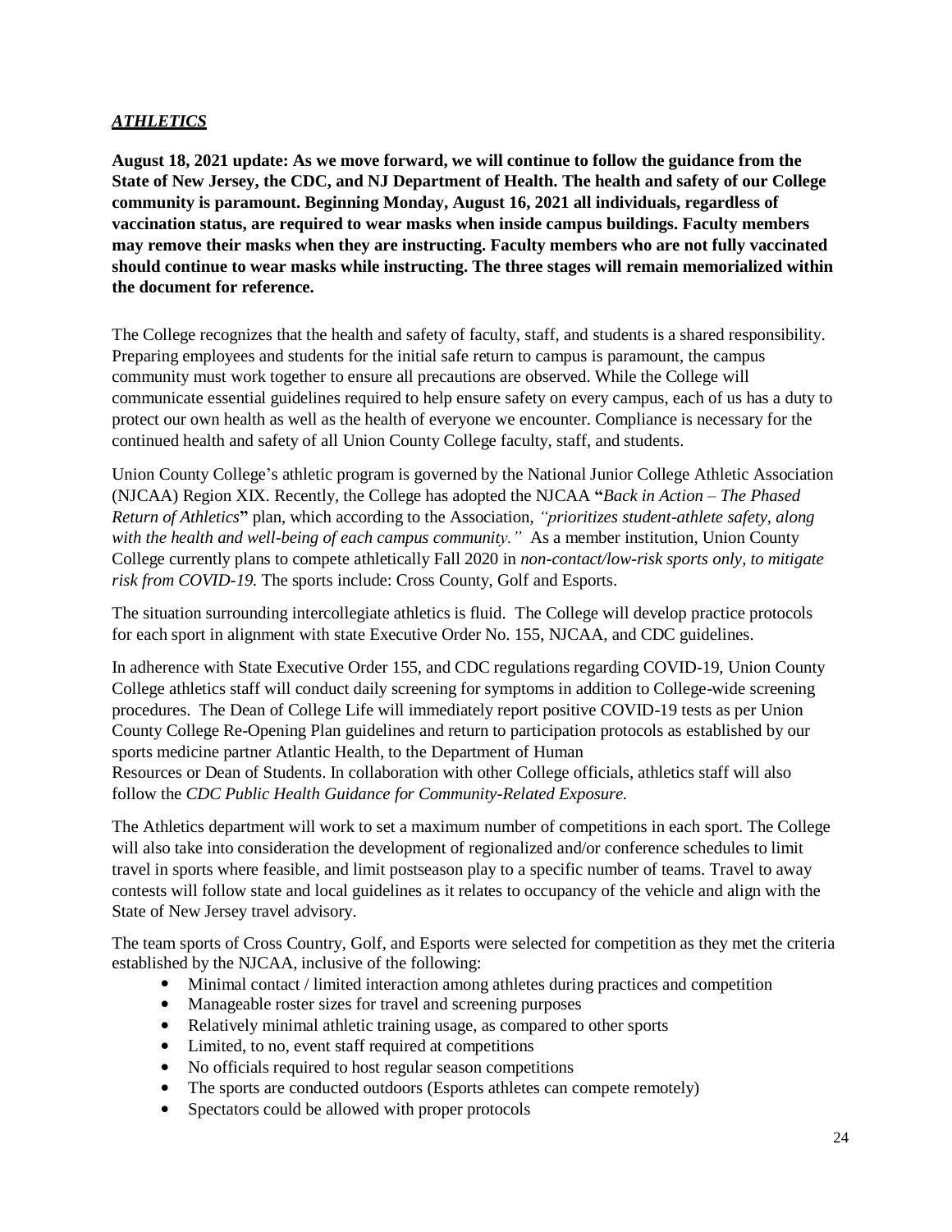## ***ATHLETICS***

**August 18, 2021 update: As we move forward, we will continue to follow the guidance from the State of New Jersey, the CDC, and NJ Department of Health. The health and safety of our College community is paramount. Beginning Monday, August 16, 2021 all individuals, regardless of vaccination status, are required to wear masks when inside campus buildings. Faculty members may remove their masks when they are instructing. Faculty members who are not fully vaccinated should continue to wear masks while instructing. The three stages will remain memorialized within the document for reference.**

The College recognizes that the health and safety of faculty, staff, and students is a shared responsibility. Preparing employees and students for the initial safe return to campus is paramount, the campus community must work together to ensure all precautions are observed. While the College will communicate essential guidelines required to help ensure safety on every campus, each of us has a duty to protect our own health as well as the health of everyone we encounter. Compliance is necessary for the continued health and safety of all Union County College faculty, staff, and students.

Union County College's athletic program is governed by the National Junior College Athletic Association (NJCAA) Region XIX. Recently, the College has adopted the NJCAA **"***Back in Action – The Phased Return of Athletics***"** plan, which according to the Association, *"prioritizes student-athlete safety, along with the health and well-being of each campus community."* As a member institution, Union County College currently plans to compete athletically Fall 2020 in *non-contact/low-risk sports only*, *to mitigate risk from COVID-19.* The sports include: Cross County, Golf and Esports.

The situation surrounding intercollegiate athletics is fluid. The College will develop practice protocols for each sport in alignment with state Executive Order No. 155, NJCAA, and CDC guidelines.

In adherence with State Executive Order 155, and CDC regulations regarding COVID-19, Union County College athletics staff will conduct daily screening for symptoms in addition to College-wide screening procedures. The Dean of College Life will immediately report positive COVID-19 tests as per Union County College Re-Opening Plan guidelines and return to participation protocols as established by our sports medicine partner Atlantic Health, to the Department of Human Resources or Dean of Students. In collaboration with other College officials, athletics staff will also follow the *CDC Public Health Guidance for Community-Related Exposure.*

The Athletics department will work to set a maximum number of competitions in each sport. The College will also take into consideration the development of regionalized and/or conference schedules to limit travel in sports where feasible, and limit postseason play to a specific number of teams. Travel to away contests will follow state and local guidelines as it relates to occupancy of the vehicle and align with the State of New Jersey travel advisory.

The team sports of Cross Country, Golf, and Esports were selected for competition as they met the criteria established by the NJCAA, inclusive of the following:

- Minimal contact / limited interaction among athletes during practices and competition
- Manageable roster sizes for travel and screening purposes
- Relatively minimal athletic training usage, as compared to other sports
- Limited, to no, event staff required at competitions
- No officials required to host regular season competitions
- The sports are conducted outdoors (Esports athletes can compete remotely)
- Spectators could be allowed with proper protocols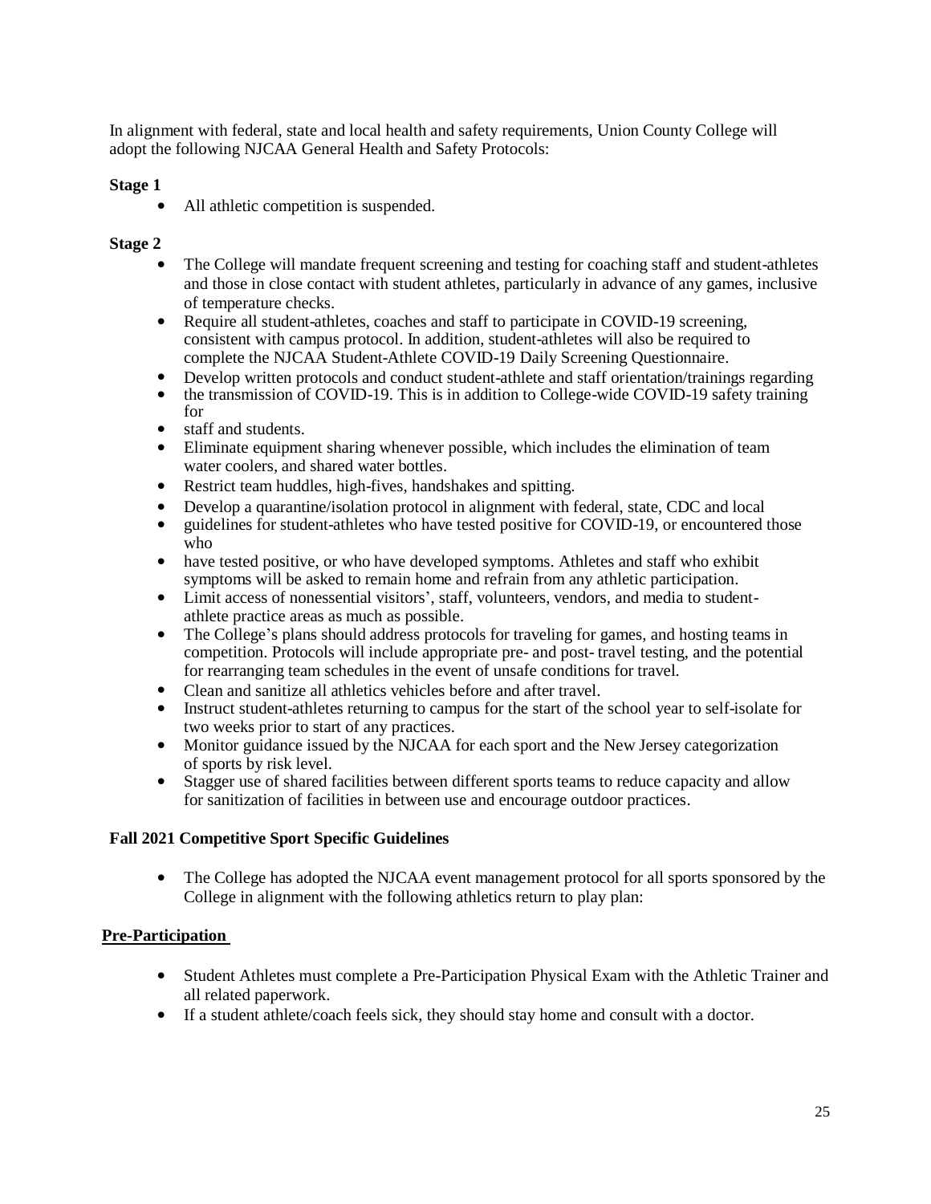In alignment with federal, state and local health and safety requirements, Union County College will adopt the following NJCAA General Health and Safety Protocols:

**Stage 1**

- All athletic competition is suspended.

**Stage 2**

- The College will mandate frequent screening and testing for coaching staff and student-athletes and those in close contact with student athletes, particularly in advance of any games, inclusive of temperature checks.
- Require all student-athletes, coaches and staff to participate in COVID-19 screening, consistent with campus protocol. In addition, student-athletes will also be required to complete the NJCAA Student-Athlete COVID-19 Daily Screening Questionnaire.
- Develop written protocols and conduct student-athlete and staff orientation/trainings regarding
- the transmission of COVID-19. This is in addition to College-wide COVID-19 safety training for
- staff and students.
- Eliminate equipment sharing whenever possible, which includes the elimination of team water coolers, and shared water bottles.
- Restrict team huddles, high-fives, handshakes and spitting.
- Develop a quarantine/isolation protocol in alignment with federal, state, CDC and local
- guidelines for student-athletes who have tested positive for COVID-19, or encountered those who
- have tested positive, or who have developed symptoms. Athletes and staff who exhibit symptoms will be asked to remain home and refrain from any athletic participation.
- Limit access of nonessential visitors', staff, volunteers, vendors, and media to student-athlete practice areas as much as possible.
- The College's plans should address protocols for traveling for games, and hosting teams in competition. Protocols will include appropriate pre- and post- travel testing, and the potential for rearranging team schedules in the event of unsafe conditions for travel.
- Clean and sanitize all athletics vehicles before and after travel.
- Instruct student-athletes returning to campus for the start of the school year to self-isolate for two weeks prior to start of any practices.
- Monitor guidance issued by the NJCAA for each sport and the New Jersey categorization of sports by risk level.
- Stagger use of shared facilities between different sports teams to reduce capacity and allow for sanitization of facilities in between use and encourage outdoor practices.

**Fall 2021 Competitive Sport Specific Guidelines**

- The College has adopted the NJCAA event management protocol for all sports sponsored by the College in alignment with the following athletics return to play plan:

**Pre-Participation**

- Student Athletes must complete a Pre-Participation Physical Exam with the Athletic Trainer and all related paperwork.
- If a student athlete/coach feels sick, they should stay home and consult with a doctor.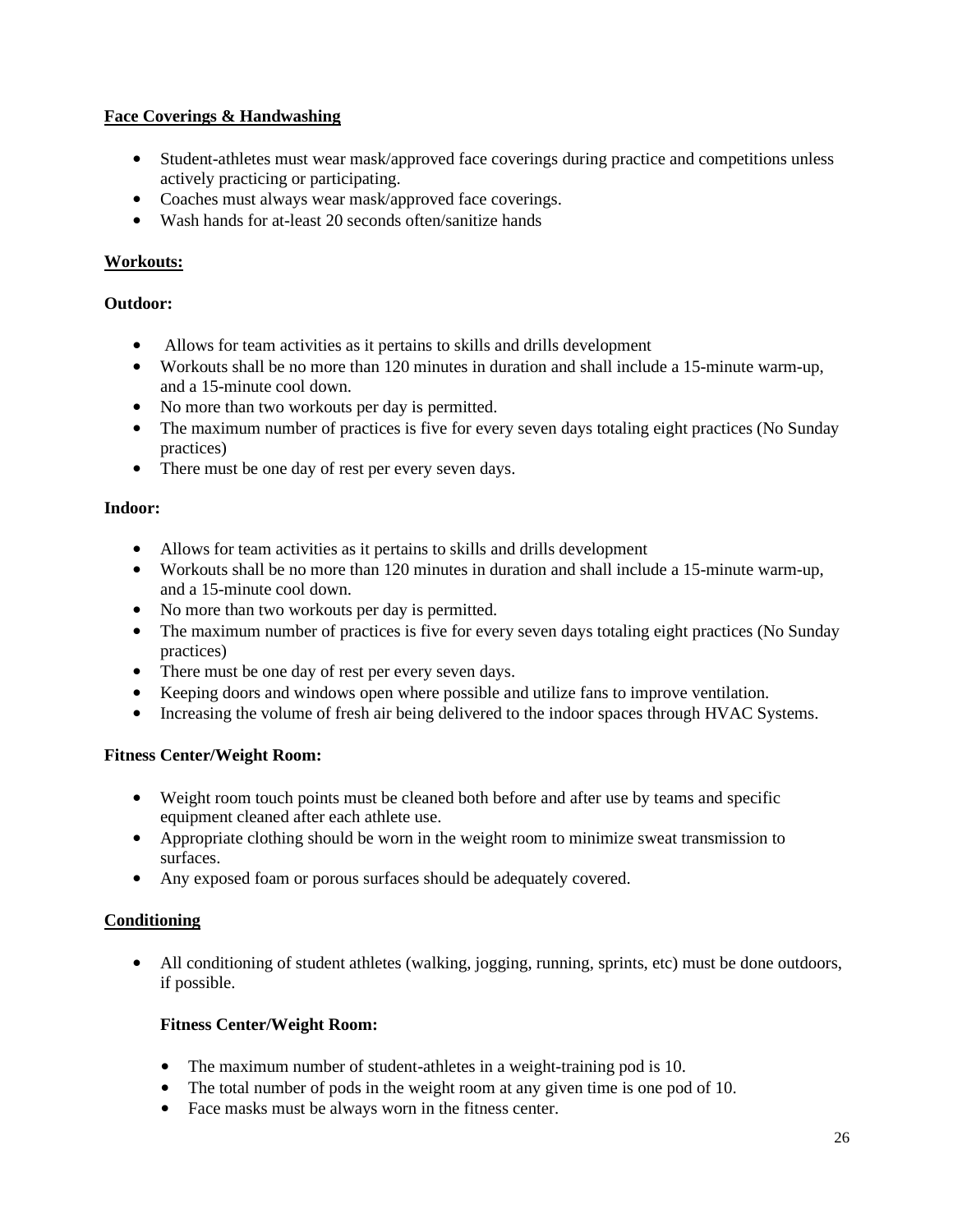**Face Coverings & Handwashing**

- Student-athletes must wear mask/approved face coverings during practice and competitions unless actively practicing or participating.
- Coaches must always wear mask/approved face coverings.
- Wash hands for at-least 20 seconds often/sanitize hands

**Workouts:**

**Outdoor:**

- Allows for team activities as it pertains to skills and drills development
- Workouts shall be no more than 120 minutes in duration and shall include a 15-minute warm-up, and a 15-minute cool down.
- No more than two workouts per day is permitted.
- The maximum number of practices is five for every seven days totaling eight practices (No Sunday practices)
- There must be one day of rest per every seven days.

**Indoor:**

- Allows for team activities as it pertains to skills and drills development
- Workouts shall be no more than 120 minutes in duration and shall include a 15-minute warm-up, and a 15-minute cool down.
- No more than two workouts per day is permitted.
- The maximum number of practices is five for every seven days totaling eight practices (No Sunday practices)
- There must be one day of rest per every seven days.
- Keeping doors and windows open where possible and utilize fans to improve ventilation.
- Increasing the volume of fresh air being delivered to the indoor spaces through HVAC Systems.

**Fitness Center/Weight Room:**

- Weight room touch points must be cleaned both before and after use by teams and specific equipment cleaned after each athlete use.
- Appropriate clothing should be worn in the weight room to minimize sweat transmission to surfaces.
- Any exposed foam or porous surfaces should be adequately covered.

**Conditioning**

- All conditioning of student athletes (walking, jogging, running, sprints, etc) must be done outdoors, if possible.

**Fitness Center/Weight Room:**

- The maximum number of student-athletes in a weight-training pod is 10.
- The total number of pods in the weight room at any given time is one pod of 10.
- Face masks must be always worn in the fitness center.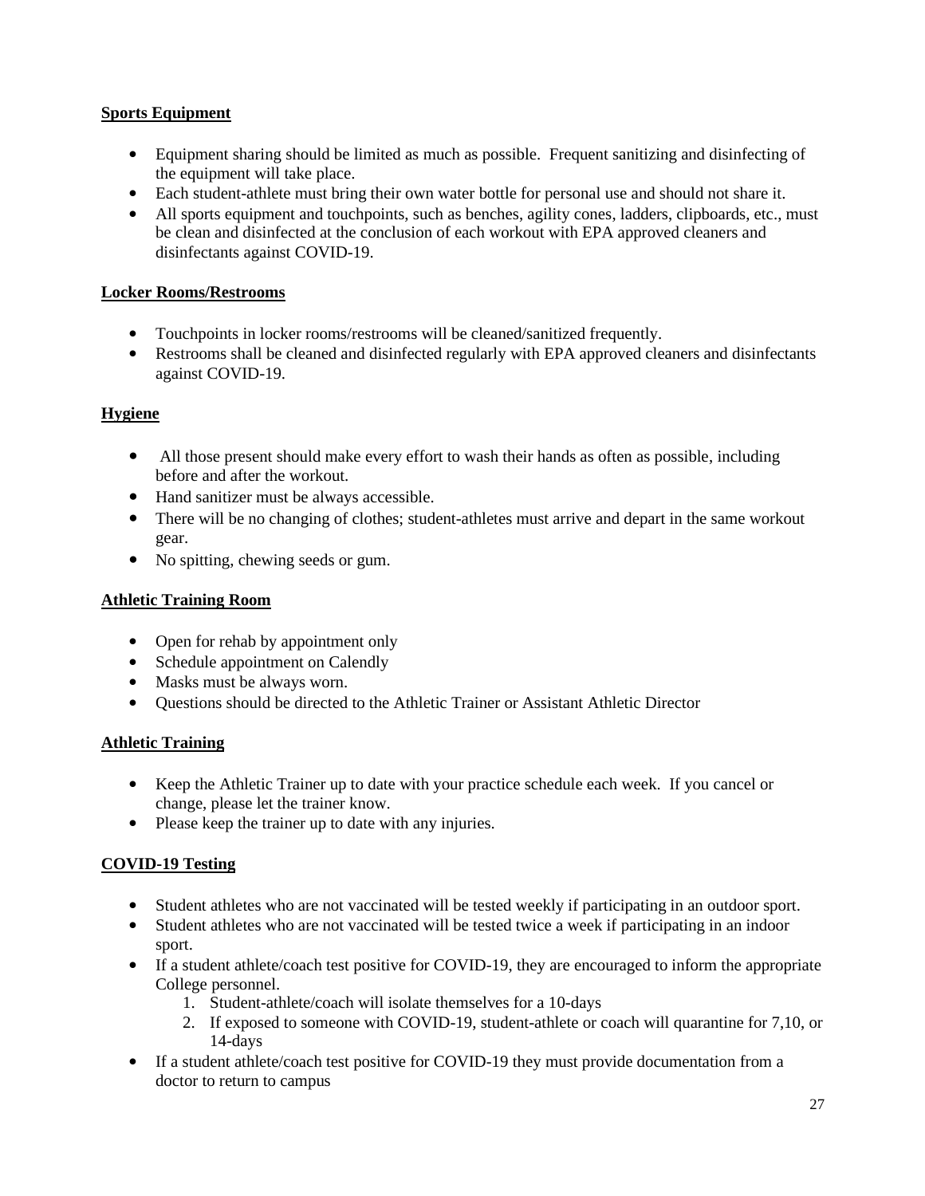**Sports Equipment**

- Equipment sharing should be limited as much as possible. Frequent sanitizing and disinfecting of the equipment will take place.
- Each student-athlete must bring their own water bottle for personal use and should not share it.
- All sports equipment and touchpoints, such as benches, agility cones, ladders, clipboards, etc., must be clean and disinfected at the conclusion of each workout with EPA approved cleaners and disinfectants against COVID-19.

**Locker Rooms/Restrooms**

- Touchpoints in locker rooms/restrooms will be cleaned/sanitized frequently.
- Restrooms shall be cleaned and disinfected regularly with EPA approved cleaners and disinfectants against COVID-19.

**Hygiene**

- All those present should make every effort to wash their hands as often as possible, including before and after the workout.
- Hand sanitizer must be always accessible.
- There will be no changing of clothes; student-athletes must arrive and depart in the same workout gear.
- No spitting, chewing seeds or gum.

**Athletic Training Room**

- Open for rehab by appointment only
- Schedule appointment on Calendly
- Masks must be always worn.
- Questions should be directed to the Athletic Trainer or Assistant Athletic Director

**Athletic Training**

- Keep the Athletic Trainer up to date with your practice schedule each week. If you cancel or change, please let the trainer know.
- Please keep the trainer up to date with any injuries.

**COVID-19 Testing**

- Student athletes who are not vaccinated will be tested weekly if participating in an outdoor sport.
- Student athletes who are not vaccinated will be tested twice a week if participating in an indoor sport.
- If a student athlete/coach test positive for COVID-19, they are encouraged to inform the appropriate College personnel.
    1. Student-athlete/coach will isolate themselves for a 10-days
    2. If exposed to someone with COVID-19, student-athlete or coach will quarantine for 7,10, or 14-days
- If a student athlete/coach test positive for COVID-19 they must provide documentation from a doctor to return to campus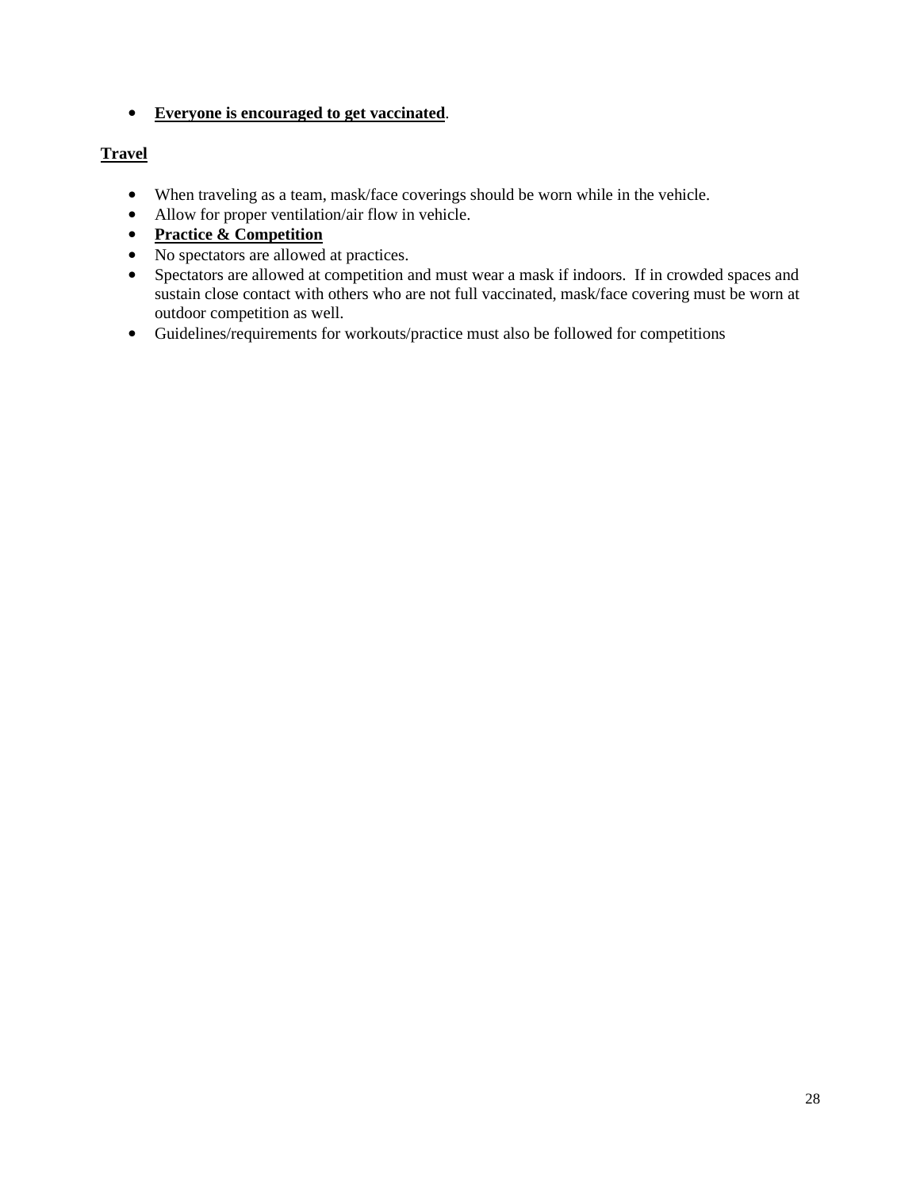- **Everyone is encouraged to get vaccinated**.

**Travel**

- When traveling as a team, mask/face coverings should be worn while in the vehicle.
- Allow for proper ventilation/air flow in vehicle.
- **Practice & Competition**
- No spectators are allowed at practices.
- Spectators are allowed at competition and must wear a mask if indoors.  If in crowded spaces and sustain close contact with others who are not full vaccinated, mask/face covering must be worn at outdoor competition as well.
- Guidelines/requirements for workouts/practice must also be followed for competitions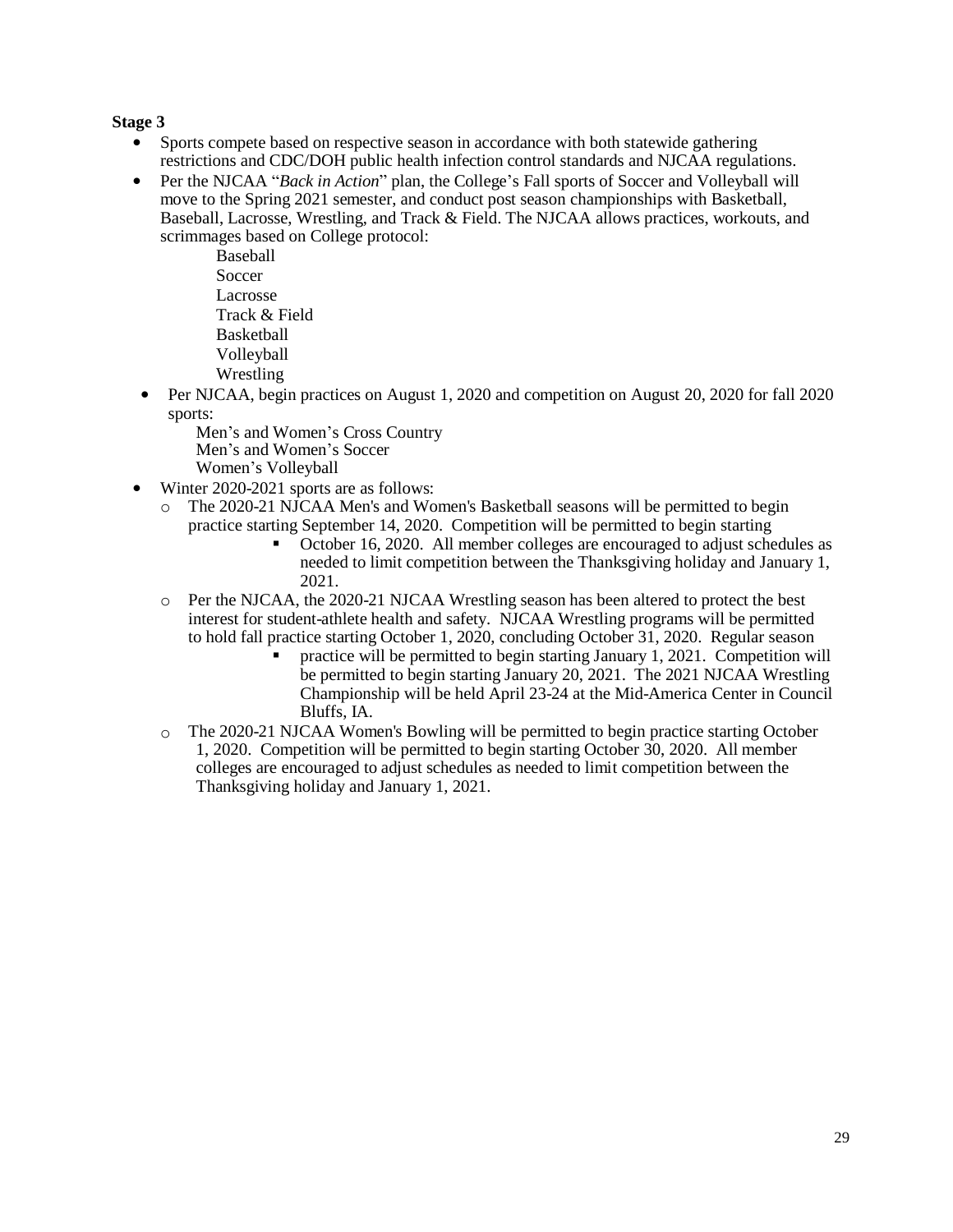**Stage 3**

- Sports compete based on respective season in accordance with both statewide gathering restrictions and CDC/DOH public health infection control standards and NJCAA regulations.
- Per the NJCAA "*Back in Action*" plan, the College's Fall sports of Soccer and Volleyball will move to the Spring 2021 semester, and conduct post season championships with Basketball, Baseball, Lacrosse, Wrestling, and Track & Field. The NJCAA allows practices, workouts, and scrimmages based on College protocol:

  Baseball
  Soccer
  Lacrosse
  Track & Field
  Basketball
  Volleyball
  Wrestling

- Per NJCAA, begin practices on August 1, 2020 and competition on August 20, 2020 for fall 2020 sports:

  Men's and Women's Cross Country
  Men's and Women's Soccer
  Women's Volleyball

- Winter 2020-2021 sports are as follows:
  - The 2020-21 NJCAA Men's and Women's Basketball seasons will be permitted to begin practice starting September 14, 2020. Competition will be permitted to begin starting
    - October 16, 2020. All member colleges are encouraged to adjust schedules as needed to limit competition between the Thanksgiving holiday and January 1, 2021.
  - Per the NJCAA, the 2020-21 NJCAA Wrestling season has been altered to protect the best interest for student-athlete health and safety. NJCAA Wrestling programs will be permitted to hold fall practice starting October 1, 2020, concluding October 31, 2020. Regular season
    - practice will be permitted to begin starting January 1, 2021. Competition will be permitted to begin starting January 20, 2021. The 2021 NJCAA Wrestling Championship will be held April 23-24 at the Mid-America Center in Council Bluffs, IA.
  - The 2020-21 NJCAA Women's Bowling will be permitted to begin practice starting October 1, 2020. Competition will be permitted to begin starting October 30, 2020. All member colleges are encouraged to adjust schedules as needed to limit competition between the Thanksgiving holiday and January 1, 2021.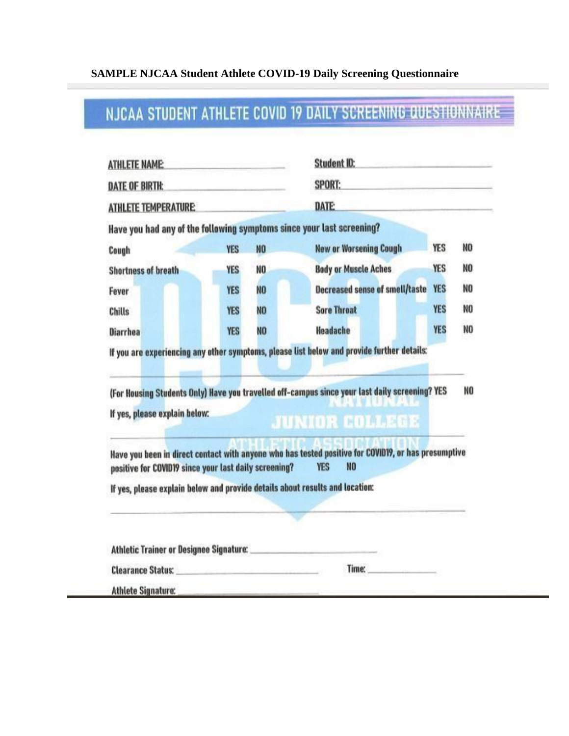**SAMPLE NJCAA Student Athlete COVID-19 Daily Screening Questionnaire**

# NJCAA STUDENT ATHLETE COVID 19 DAILY SCREENING QUESTIONNAIRE

ATHLETE NAME: ____________________ Student ID: ____________________

DATE OF BIRTH: ____________________ SPORT: ____________________

ATHLETE TEMPERATURE: ____________________ DATE: ____________________

Have you had any of the following symptoms since your last screening?

| | | | | | |
|---|---|---|---|---|---|
| Cough | YES | NO | New or Worsening Cough | YES | NO |
| Shortness of breath | YES | NO | Body or Muscle Aches | YES | NO |
| Fever | YES | NO | Decreased sense of smell/taste | YES | NO |
| Chills | YES | NO | Sore Throat | YES | NO |
| Diarrhea | YES | NO | Headache | YES | NO |

If you are experiencing any other symptoms, please list below and provide further details:

____________________________________________________________

(For Housing Students Only) Have you travelled off-campus since your last daily screening? YES NO

If yes, please explain below:

____________________________________________________________

Have you been in direct contact with anyone who has tested positive for COVID19, or has presumptive positive for COVID19 since your last daily screening? YES NO

If yes, please explain below and provide details about results and location:

____________________________________________________________

Athletic Trainer or Designee Signature: ____________________

Clearance Status: ____________________ Time: ____________________

Athlete Signature: ____________________